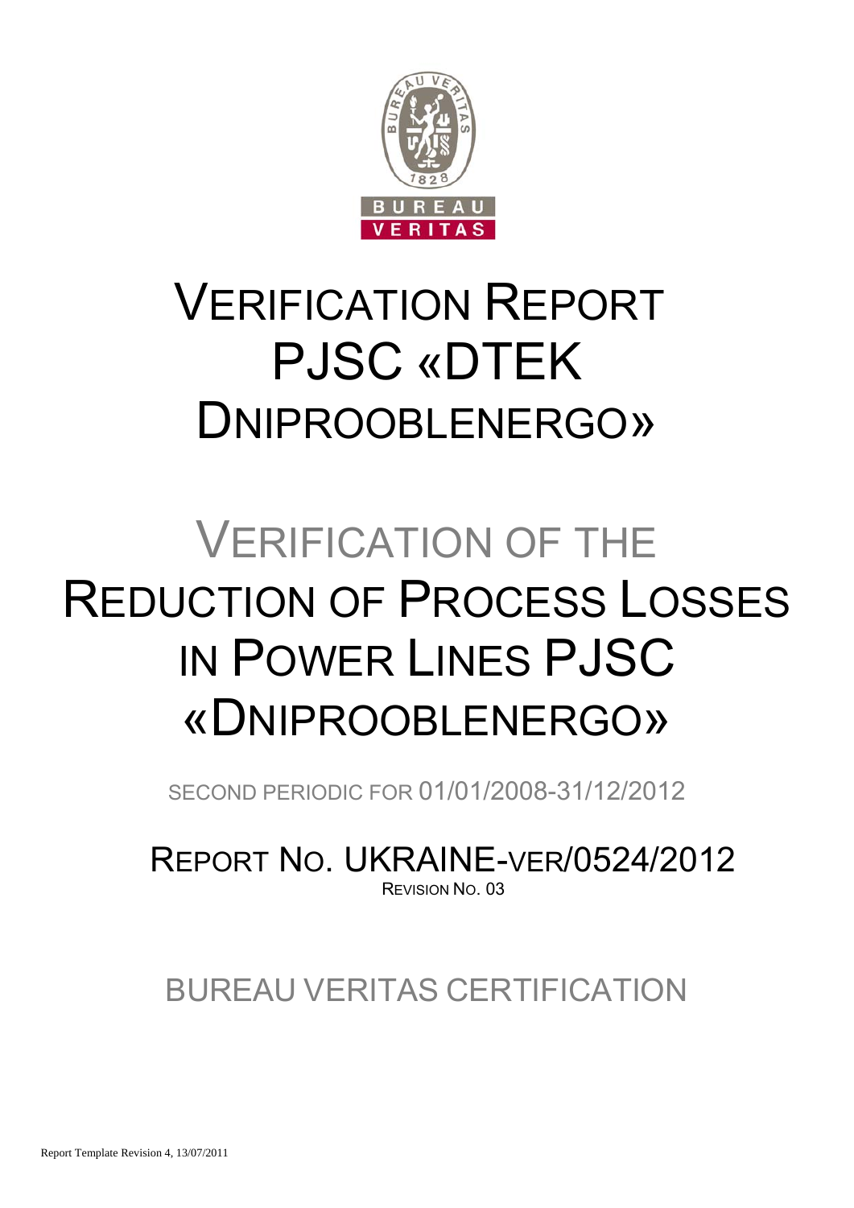# VERIFICATION REPORT PJSC «DTEK DNIPROOBLENERGO»

# VERIFICATION OF THE REDUCTION OF PROCESS LOSSES IN POWER LINES PJSC «DNIPROOBLENERGO»

SECOND PERIODIC FOR 01/01/2008-31/12/2012

REPORT NO. UKRAINE-VER/0524/2012

REVISION NO. 03

BUREAU VERITAS CERTIFICATION

Report Template Revision 4, 13/07/2011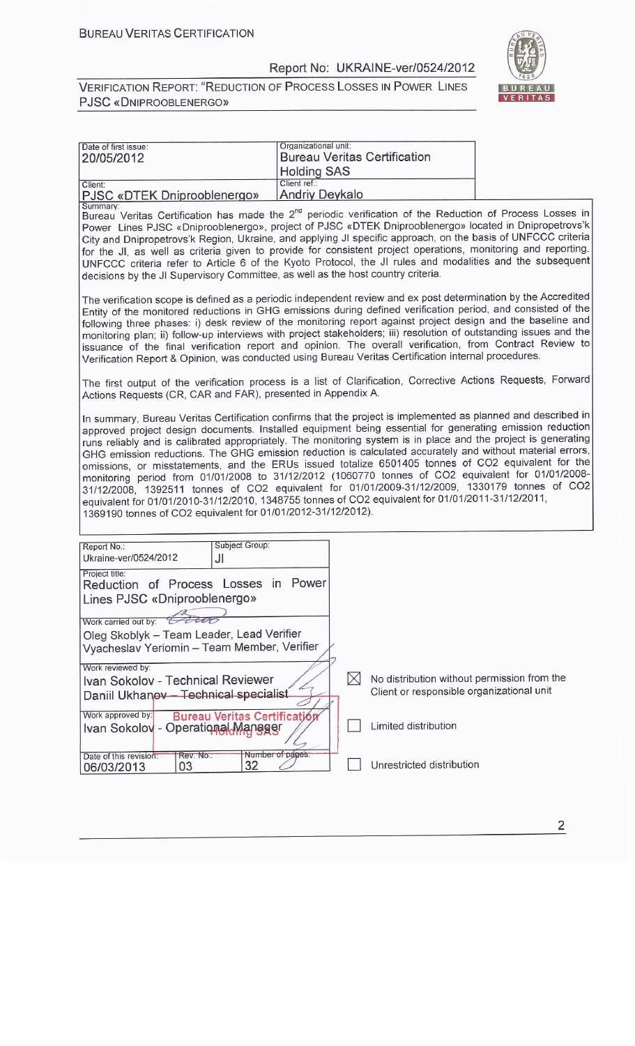| Date of first issue: | Organizational unit: |
|---|---|
| 20/05/2012 | Bureau Veritas Certification Holding SAS |
| Client: | Client ref.: |
| PJSC «DTEK Dniprooblenergo» | Andriy Deykalo |

Summary:

Bureau Veritas Certification has made the 2nd periodic verification of the Reduction of Process Losses in Power Lines PJSC «Dniprooblenergo», project of PJSC «DTEK Dniprooblenergo» located in Dnipropetrovs'k City and Dnipropetrovs'k Region, Ukraine, and applying JI specific approach, on the basis of UNFCCC criteria for the JI, as well as criteria given to provide for consistent project operations, monitoring and reporting. UNFCCC criteria refer to Article 6 of the Kyoto Protocol, the JI rules and modalities and the subsequent decisions by the JI Supervisory Committee, as well as the host country criteria.

The verification scope is defined as a periodic independent review and ex post determination by the Accredited Entity of the monitored reductions in GHG emissions during defined verification period, and consisted of the following three phases: i) desk review of the monitoring report against project design and the baseline and monitoring plan; ii) follow-up interviews with project stakeholders; iii) resolution of outstanding issues and the issuance of the final verification report and opinion. The overall verification, from Contract Review to Verification Report & Opinion, was conducted using Bureau Veritas Certification internal procedures.

The first output of the verification process is a list of Clarification, Corrective Actions Requests, Forward Actions Requests (CR, CAR and FAR), presented in Appendix A.

In summary, Bureau Veritas Certification confirms that the project is implemented as planned and described in approved project design documents. Installed equipment being essential for generating emission reduction runs reliably and is calibrated appropriately. The monitoring system is in place and the project is generating GHG emission reductions. The GHG emission reduction is calculated accurately and without material errors, omissions, or misstatements, and the ERUs issued totalize 6501405 tonnes of CO2 equivalent for the monitoring period from 01/01/2008 to 31/12/2012 (1060770 tonnes of CO2 equivalent for 01/01/2008-31/12/2008, 1392511 tonnes of CO2 equivalent for 01/01/2009-31/12/2009, 1330179 tonnes of CO2 equivalent for 01/01/2010-31/12/2010, 1348755 tonnes of CO2 equivalent for 01/01/2011-31/12/2011, 1369190 tonnes of CO2 equivalent for 01/01/2012-31/12/2012).

| Report No.: | Subject Group: | |
|---|---|---|
| Ukraine-ver/0524/2012 | JI | |
| Project title: Reduction of Process Losses in Power Lines PJSC «Dniprooblenergo» | | |
| Work carried out by: Oleg Skoblyk – Team Leader, Lead Verifier; Vyacheslav Yeriomin – Team Member, Verifier | | |
| Work reviewed by: Ivan Sokolov - Technical Reviewer; Daniil Ukhanov – Technical specialist | | ☒ No distribution without permission from the Client or responsible organizational unit |
| Work approved by: Ivan Sokolov - Operational Manager | | ☐ Limited distribution |
| Date of this revision: 06/03/2013 | Rev. No.: 03 / Number of pages: 32 | ☐ Unrestricted distribution |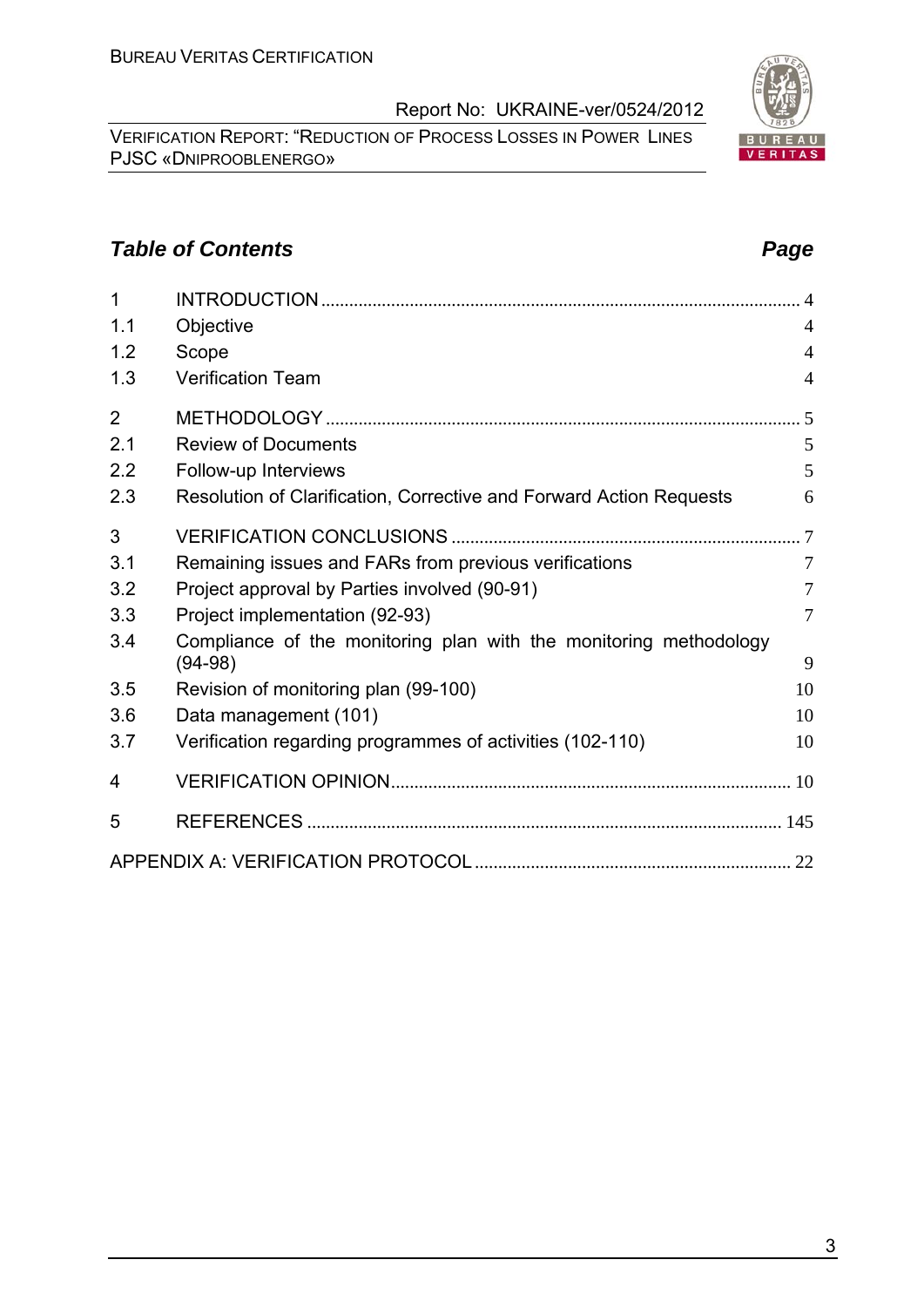## *Table of Contents* *Page*

| | | |
|---|---|---|
| 1 | INTRODUCTION | 4 |
| 1.1 | Objective | 4 |
| 1.2 | Scope | 4 |
| 1.3 | Verification Team | 4 |
| 2 | METHODOLOGY | 5 |
| 2.1 | Review of Documents | 5 |
| 2.2 | Follow-up Interviews | 5 |
| 2.3 | Resolution of Clarification, Corrective and Forward Action Requests | 6 |
| 3 | VERIFICATION CONCLUSIONS | 7 |
| 3.1 | Remaining issues and FARs from previous verifications | 7 |
| 3.2 | Project approval by Parties involved (90-91) | 7 |
| 3.3 | Project implementation (92-93) | 7 |
| 3.4 | Compliance of the monitoring plan with the monitoring methodology (94-98) | 9 |
| 3.5 | Revision of monitoring plan (99-100) | 10 |
| 3.6 | Data management (101) | 10 |
| 3.7 | Verification regarding programmes of activities (102-110) | 10 |
| 4 | VERIFICATION OPINION | 10 |
| 5 | REFERENCES | 145 |
| | APPENDIX A: VERIFICATION PROTOCOL | 22 |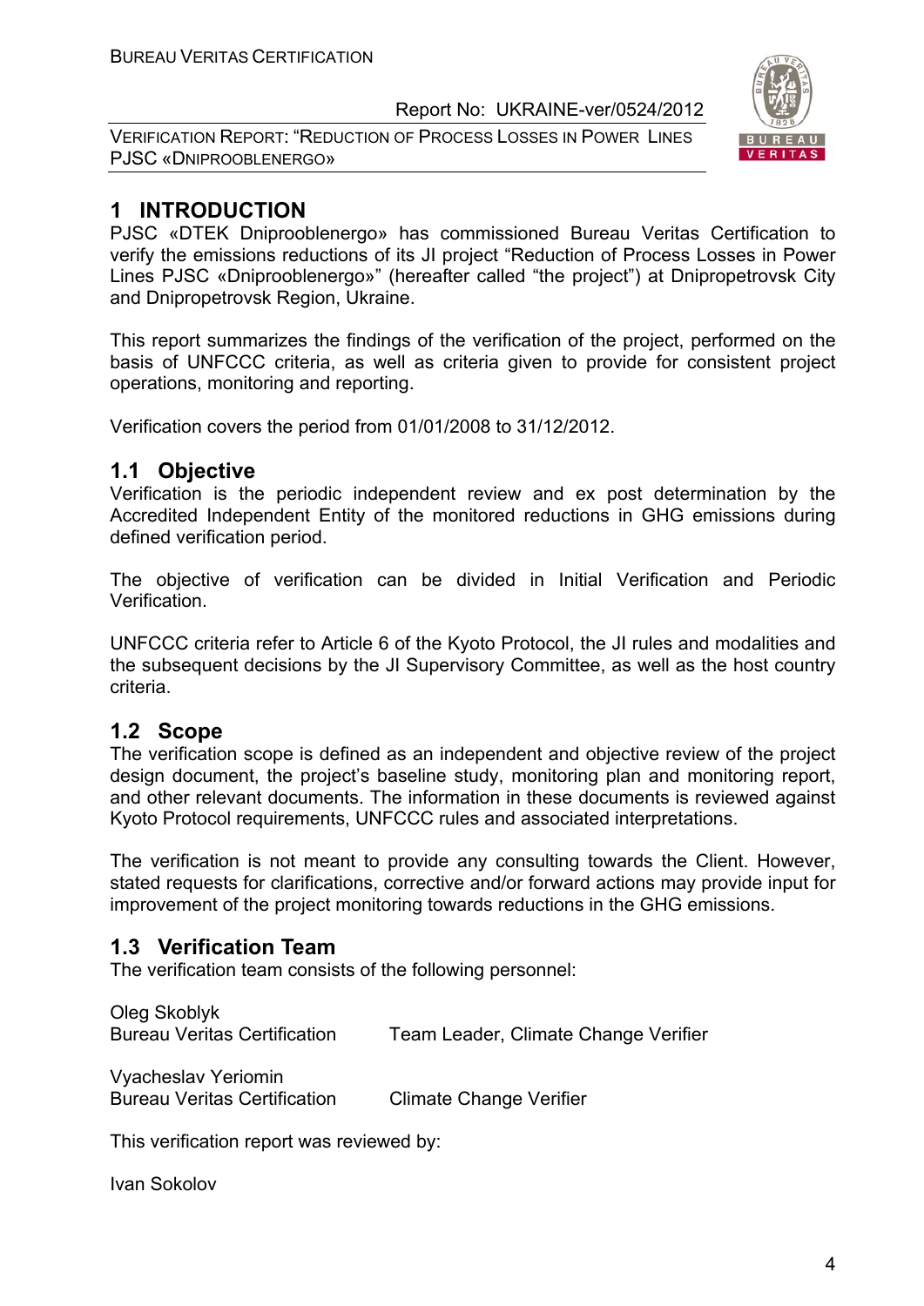# 1 INTRODUCTION

PJSC «DTEK Dniprooblenergo» has commissioned Bureau Veritas Certification to verify the emissions reductions of its JI project “Reduction of Process Losses in Power Lines PJSC «Dniprooblenergo»” (hereafter called “the project”) at Dnipropetrovsk City and Dnipropetrovsk Region, Ukraine.

This report summarizes the findings of the verification of the project, performed on the basis of UNFCCC criteria, as well as criteria given to provide for consistent project operations, monitoring and reporting.

Verification covers the period from 01/01/2008 to 31/12/2012.

## 1.1 Objective

Verification is the periodic independent review and ex post determination by the Accredited Independent Entity of the monitored reductions in GHG emissions during defined verification period.

The objective of verification can be divided in Initial Verification and Periodic Verification.

UNFCCC criteria refer to Article 6 of the Kyoto Protocol, the JI rules and modalities and the subsequent decisions by the JI Supervisory Committee, as well as the host country criteria.

## 1.2 Scope

The verification scope is defined as an independent and objective review of the project design document, the project’s baseline study, monitoring plan and monitoring report, and other relevant documents. The information in these documents is reviewed against Kyoto Protocol requirements, UNFCCC rules and associated interpretations.

The verification is not meant to provide any consulting towards the Client. However, stated requests for clarifications, corrective and/or forward actions may provide input for improvement of the project monitoring towards reductions in the GHG emissions.

## 1.3 Verification Team

The verification team consists of the following personnel:

Oleg Skoblyk
Bureau Veritas Certification — Team Leader, Climate Change Verifier

Vyacheslav Yeriomin
Bureau Veritas Certification — Climate Change Verifier

This verification report was reviewed by:

Ivan Sokolov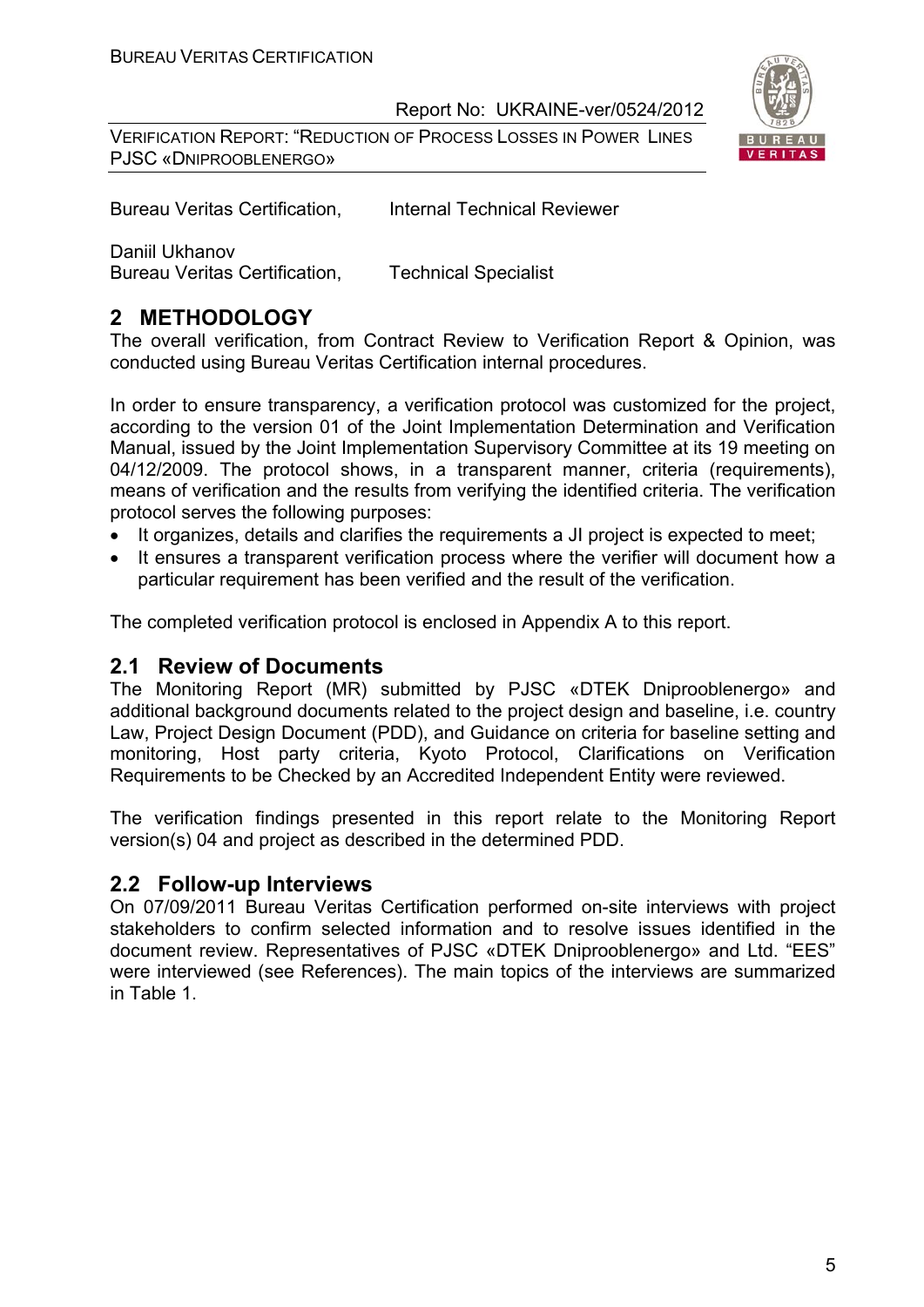Bureau Veritas Certification, Internal Technical Reviewer

Daniil Ukhanov
Bureau Veritas Certification, Technical Specialist

# 2 METHODOLOGY

The overall verification, from Contract Review to Verification Report & Opinion, was conducted using Bureau Veritas Certification internal procedures.

In order to ensure transparency, a verification protocol was customized for the project, according to the version 01 of the Joint Implementation Determination and Verification Manual, issued by the Joint Implementation Supervisory Committee at its 19 meeting on 04/12/2009. The protocol shows, in a transparent manner, criteria (requirements), means of verification and the results from verifying the identified criteria. The verification protocol serves the following purposes:

- It organizes, details and clarifies the requirements a JI project is expected to meet;
- It ensures a transparent verification process where the verifier will document how a particular requirement has been verified and the result of the verification.

The completed verification protocol is enclosed in Appendix A to this report.

## 2.1 Review of Documents

The Monitoring Report (MR) submitted by PJSC «DTEK Dniprooblenergo» and additional background documents related to the project design and baseline, i.e. country Law, Project Design Document (PDD), and Guidance on criteria for baseline setting and monitoring, Host party criteria, Kyoto Protocol, Clarifications on Verification Requirements to be Checked by an Accredited Independent Entity were reviewed.

The verification findings presented in this report relate to the Monitoring Report version(s) 04 and project as described in the determined PDD.

## 2.2 Follow-up Interviews

On 07/09/2011 Bureau Veritas Certification performed on-site interviews with project stakeholders to confirm selected information and to resolve issues identified in the document review. Representatives of PJSC «DTEK Dniprooblenergo» and Ltd. "EES" were interviewed (see References). The main topics of the interviews are summarized in Table 1.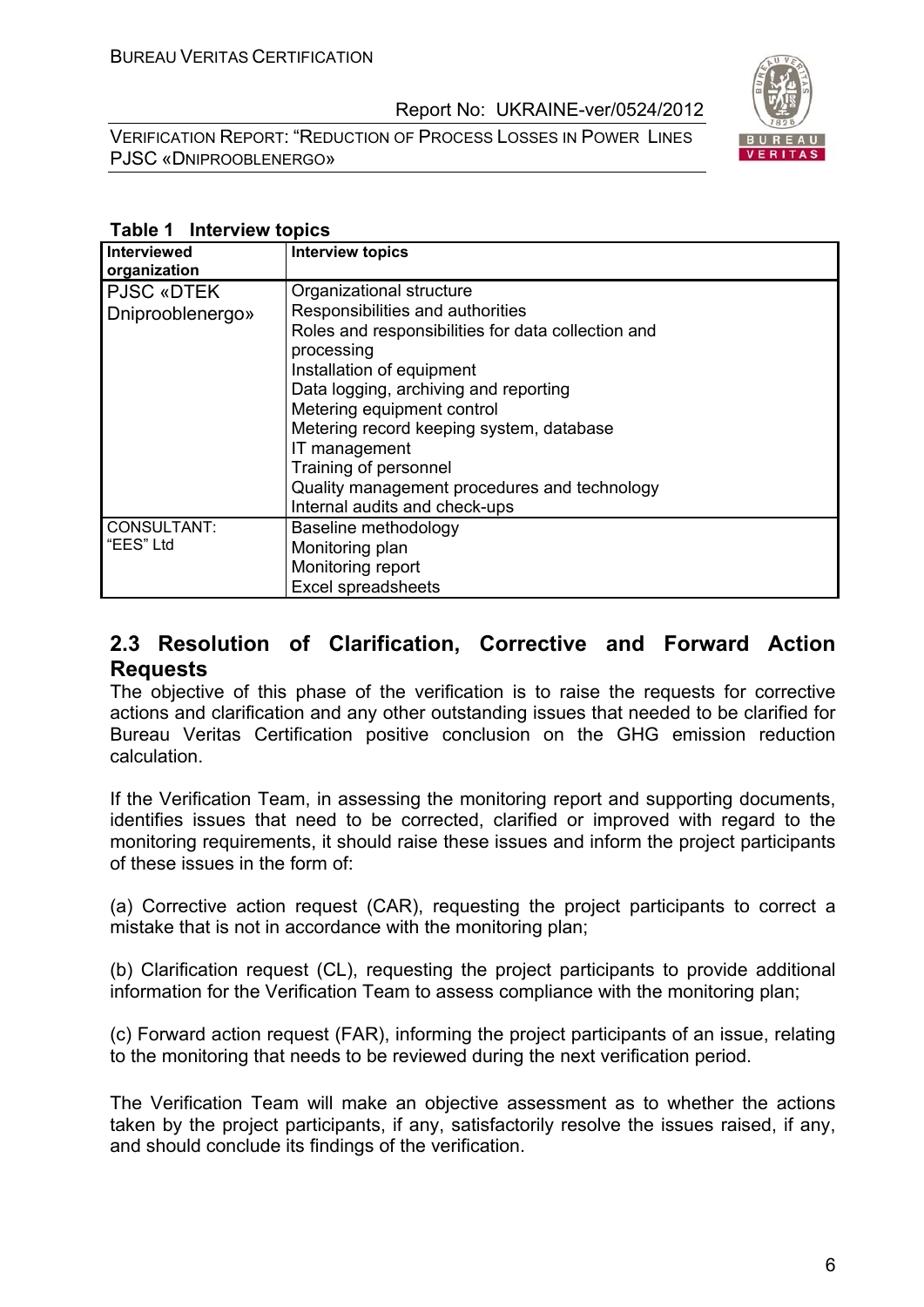**Table 1 Interview topics**

| Interviewed organization | Interview topics |
|---|---|
| PJSC «DTEK Dniprooblenergo» | Organizational structure<br>Responsibilities and authorities<br>Roles and responsibilities for data collection and processing<br>Installation of equipment<br>Data logging, archiving and reporting<br>Metering equipment control<br>Metering record keeping system, database<br>IT management<br>Training of personnel<br>Quality management procedures and technology<br>Internal audits and check-ups |
| CONSULTANT: "EES" Ltd | Baseline methodology<br>Monitoring plan<br>Monitoring report<br>Excel spreadsheets |

## 2.3 Resolution of Clarification, Corrective and Forward Action Requests

The objective of this phase of the verification is to raise the requests for corrective actions and clarification and any other outstanding issues that needed to be clarified for Bureau Veritas Certification positive conclusion on the GHG emission reduction calculation.

If the Verification Team, in assessing the monitoring report and supporting documents, identifies issues that need to be corrected, clarified or improved with regard to the monitoring requirements, it should raise these issues and inform the project participants of these issues in the form of:

(a) Corrective action request (CAR), requesting the project participants to correct a mistake that is not in accordance with the monitoring plan;

(b) Clarification request (CL), requesting the project participants to provide additional information for the Verification Team to assess compliance with the monitoring plan;

(c) Forward action request (FAR), informing the project participants of an issue, relating to the monitoring that needs to be reviewed during the next verification period.

The Verification Team will make an objective assessment as to whether the actions taken by the project participants, if any, satisfactorily resolve the issues raised, if any, and should conclude its findings of the verification.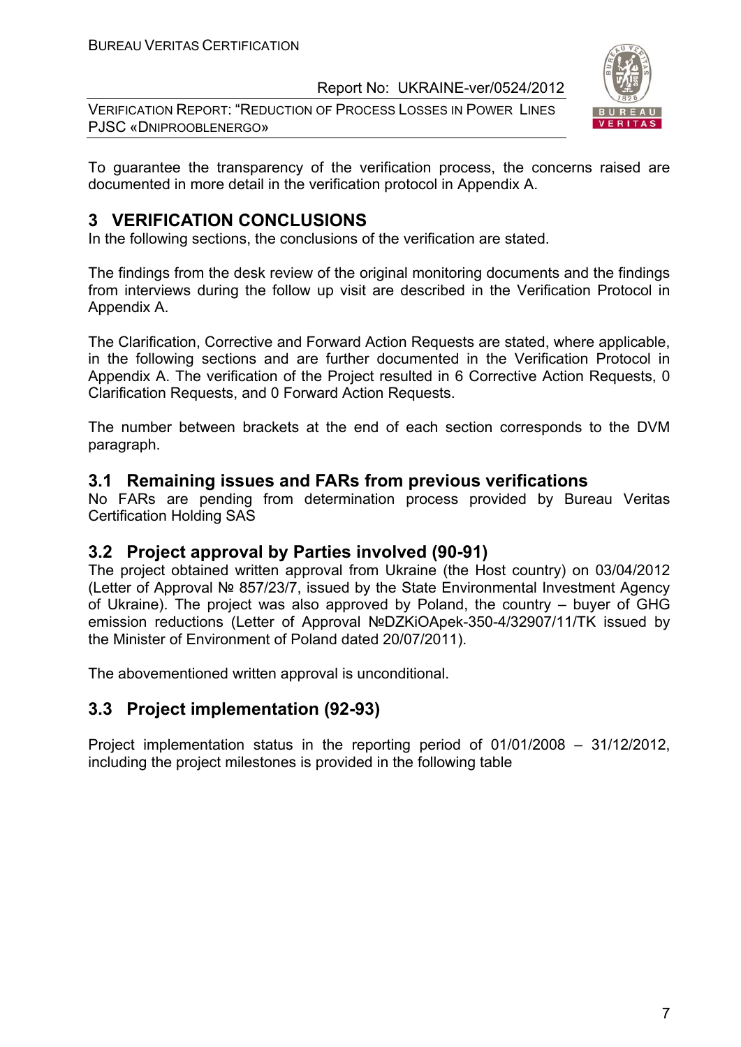To guarantee the transparency of the verification process, the concerns raised are documented in more detail in the verification protocol in Appendix A.

# 3 VERIFICATION CONCLUSIONS

In the following sections, the conclusions of the verification are stated.

The findings from the desk review of the original monitoring documents and the findings from interviews during the follow up visit are described in the Verification Protocol in Appendix A.

The Clarification, Corrective and Forward Action Requests are stated, where applicable, in the following sections and are further documented in the Verification Protocol in Appendix A. The verification of the Project resulted in 6 Corrective Action Requests, 0 Clarification Requests, and 0 Forward Action Requests.

The number between brackets at the end of each section corresponds to the DVM paragraph.

## 3.1 Remaining issues and FARs from previous verifications

No FARs are pending from determination process provided by Bureau Veritas Certification Holding SAS

## 3.2 Project approval by Parties involved (90-91)

The project obtained written approval from Ukraine (the Host country) on 03/04/2012 (Letter of Approval № 857/23/7, issued by the State Environmental Investment Agency of Ukraine). The project was also approved by Poland, the country – buyer of GHG emission reductions (Letter of Approval №DZKiOApek-350-4/32907/11/TK issued by the Minister of Environment of Poland dated 20/07/2011).

The abovementioned written approval is unconditional.

## 3.3 Project implementation (92-93)

Project implementation status in the reporting period of 01/01/2008 – 31/12/2012, including the project milestones is provided in the following table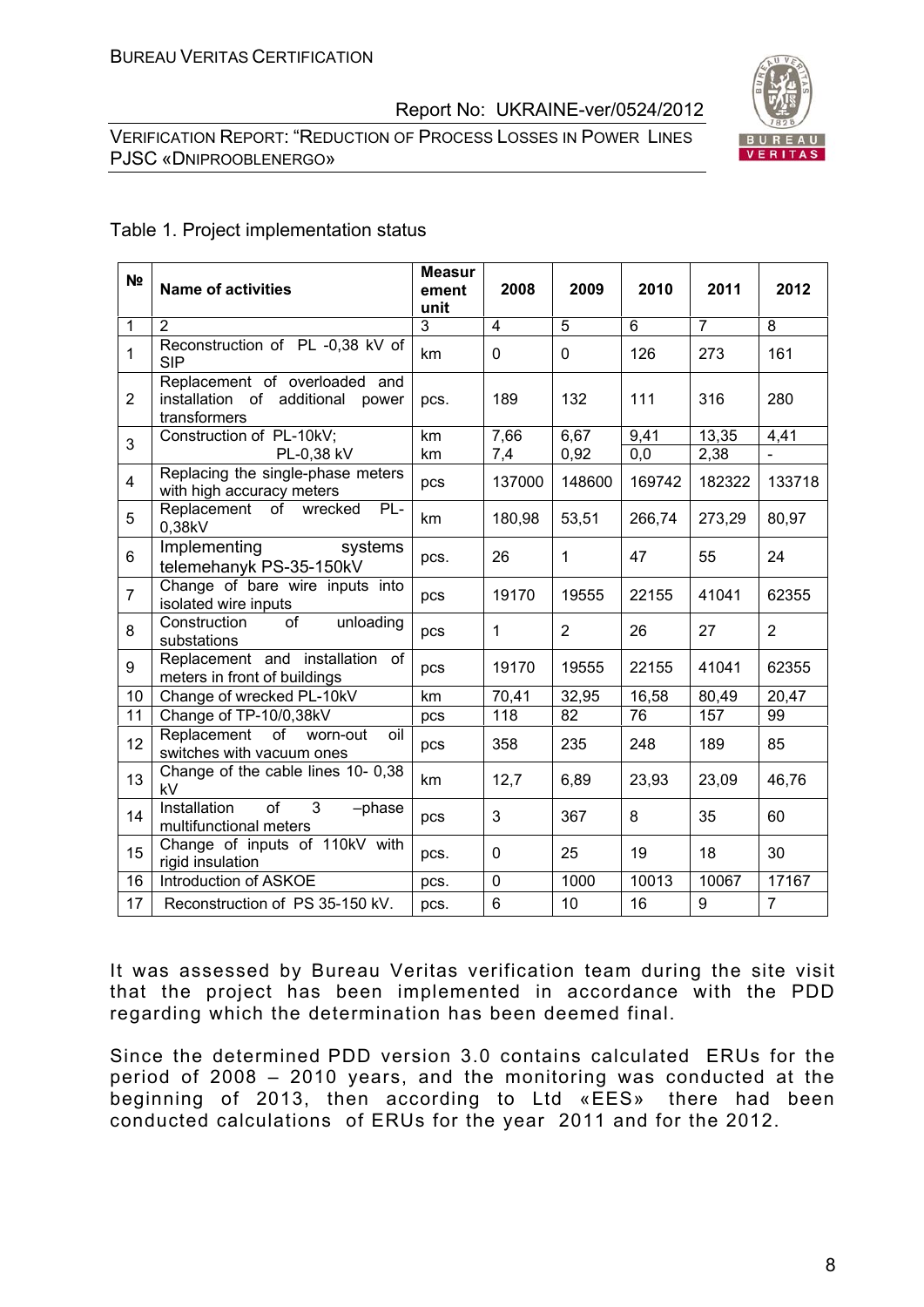Table 1. Project implementation status

| № | Name of activities | Measurement unit | 2008 | 2009 | 2010 | 2011 | 2012 |
|---|---|---|---|---|---|---|---|
| 1 | 2 | 3 | 4 | 5 | 6 | 7 | 8 |
| 1 | Reconstruction of PL -0,38 kV of SIP | km | 0 | 0 | 126 | 273 | 161 |
| 2 | Replacement of overloaded and installation of additional power transformers | pcs. | 189 | 132 | 111 | 316 | 280 |
| 3 | Construction of PL-10kV; | km | 7,66 | 6,67 | 9,41 | 13,35 | 4,41 |
| | PL-0,38 kV | km | 7,4 | 0,92 | 0,0 | 2,38 | - |
| 4 | Replacing the single-phase meters with high accuracy meters | pcs | 137000 | 148600 | 169742 | 182322 | 133718 |
| 5 | Replacement of wrecked PL-0,38kV | km | 180,98 | 53,51 | 266,74 | 273,29 | 80,97 |
| 6 | Implementing systems telemehanyk PS-35-150kV | pcs. | 26 | 1 | 47 | 55 | 24 |
| 7 | Change of bare wire inputs into isolated wire inputs | pcs | 19170 | 19555 | 22155 | 41041 | 62355 |
| 8 | Construction of unloading substations | pcs | 1 | 2 | 26 | 27 | 2 |
| 9 | Replacement and installation of meters in front of buildings | pcs | 19170 | 19555 | 22155 | 41041 | 62355 |
| 10 | Change of wrecked PL-10kV | km | 70,41 | 32,95 | 16,58 | 80,49 | 20,47 |
| 11 | Change of TP-10/0,38kV | pcs | 118 | 82 | 76 | 157 | 99 |
| 12 | Replacement of worn-out oil switches with vacuum ones | pcs | 358 | 235 | 248 | 189 | 85 |
| 13 | Change of the cable lines 10- 0,38 kV | km | 12,7 | 6,89 | 23,93 | 23,09 | 46,76 |
| 14 | Installation of 3 –phase multifunctional meters | pcs | 3 | 367 | 8 | 35 | 60 |
| 15 | Change of inputs of 110kV with rigid insulation | pcs. | 0 | 25 | 19 | 18 | 30 |
| 16 | Introduction of ASKOE | pcs. | 0 | 1000 | 10013 | 10067 | 17167 |
| 17 | Reconstruction of PS 35-150 kV. | pcs. | 6 | 10 | 16 | 9 | 7 |

It was assessed by Bureau Veritas verification team during the site visit that the project has been implemented in accordance with the PDD regarding which the determination has been deemed final.

Since the determined PDD version 3.0 contains calculated ERUs for the period of 2008 – 2010 years, and the monitoring was conducted at the beginning of 2013, then according to Ltd «EES» there had been conducted calculations of ERUs for the year 2011 and for the 2012.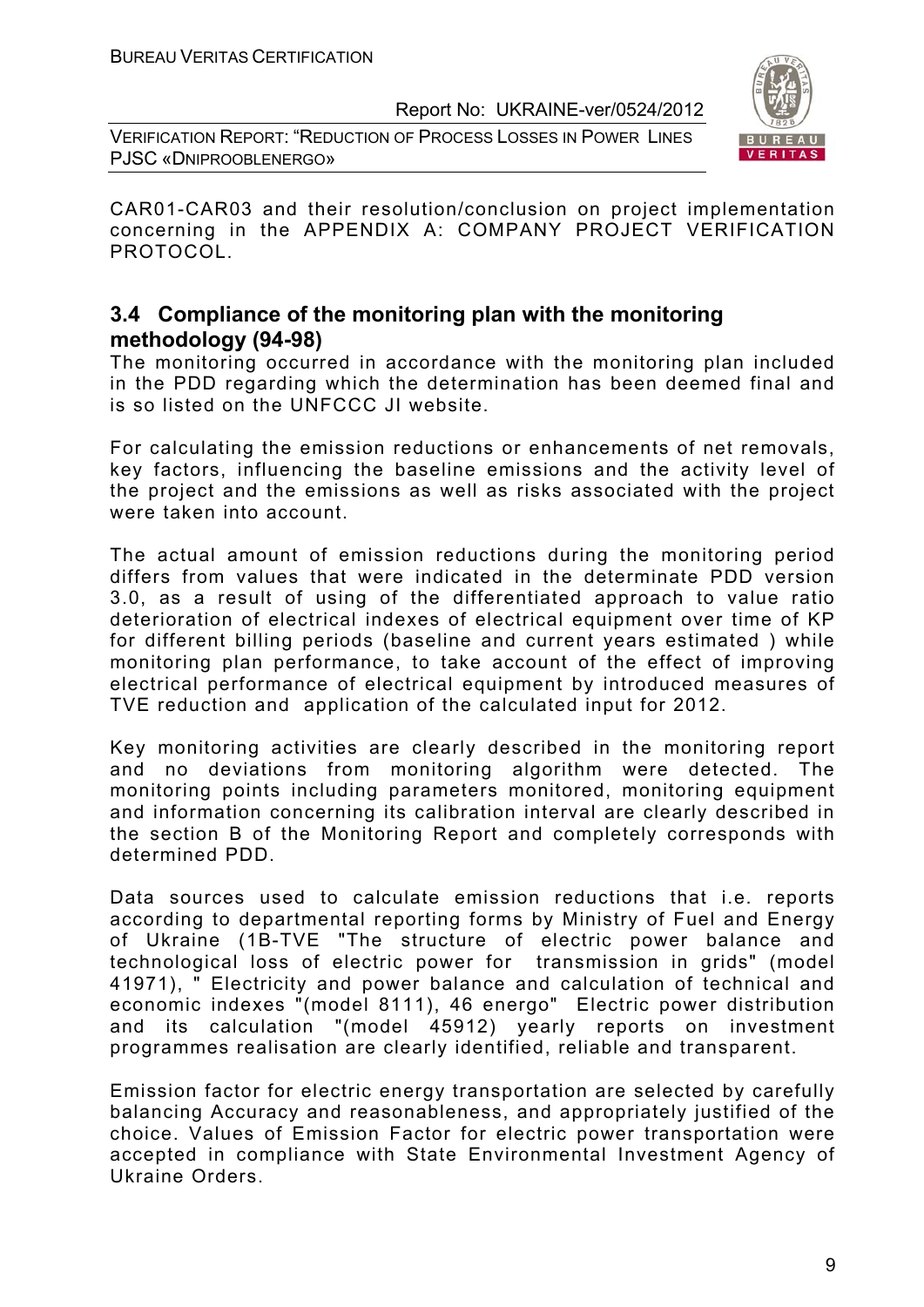CAR01-CAR03 and their resolution/conclusion on project implementation concerning in the APPENDIX A: COMPANY PROJECT VERIFICATION PROTOCOL.

## 3.4 Compliance of the monitoring plan with the monitoring methodology (94-98)

The monitoring occurred in accordance with the monitoring plan included in the PDD regarding which the determination has been deemed final and is so listed on the UNFCCC JI website.

For calculating the emission reductions or enhancements of net removals, key factors, influencing the baseline emissions and the activity level of the project and the emissions as well as risks associated with the project were taken into account.

The actual amount of emission reductions during the monitoring period differs from values that were indicated in the determinate PDD version 3.0, as a result of using of the differentiated approach to value ratio deterioration of electrical indexes of electrical equipment over time of KP for different billing periods (baseline and current years estimated ) while monitoring plan performance, to take account of the effect of improving electrical performance of electrical equipment by introduced measures of TVE reduction and application of the calculated input for 2012.

Key monitoring activities are clearly described in the monitoring report and no deviations from monitoring algorithm were detected. The monitoring points including parameters monitored, monitoring equipment and information concerning its calibration interval are clearly described in the section B of the Monitoring Report and completely corresponds with determined PDD.

Data sources used to calculate emission reductions that i.e. reports according to departmental reporting forms by Ministry of Fuel and Energy of Ukraine (1B-TVE "The structure of electric power balance and technological loss of electric power for transmission in grids" (model 41971), " Electricity and power balance and calculation of technical and economic indexes "(model 8111), 46 energo" Electric power distribution and its calculation "(model 45912) yearly reports on investment programmes realisation are clearly identified, reliable and transparent.

Emission factor for electric energy transportation are selected by carefully balancing Accuracy and reasonableness, and appropriately justified of the choice. Values of Emission Factor for electric power transportation were accepted in compliance with State Environmental Investment Agency of Ukraine Orders.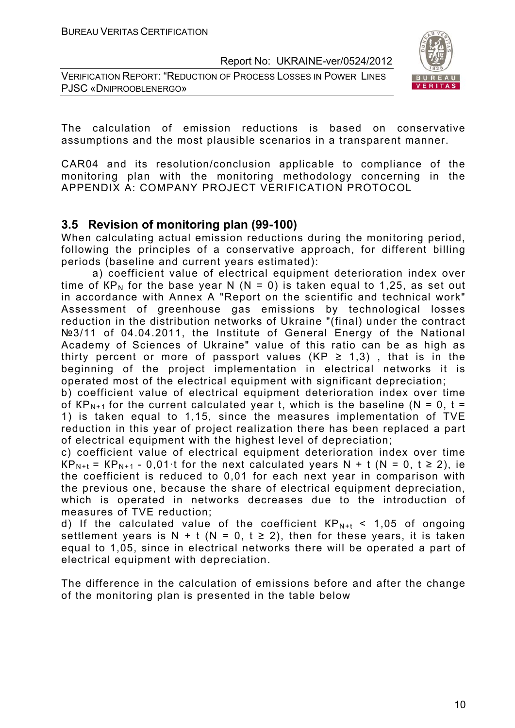The calculation of emission reductions is based on conservative assumptions and the most plausible scenarios in a transparent manner.

CAR04 and its resolution/conclusion applicable to compliance of the monitoring plan with the monitoring methodology concerning in the APPENDIX A: COMPANY PROJECT VERIFICATION PROTOCOL

## 3.5 Revision of monitoring plan (99-100)

When calculating actual emission reductions during the monitoring period, following the principles of a conservative approach, for different billing periods (baseline and current years estimated):

a) coefficient value of electrical equipment deterioration index over time of $KP_N$ for the base year N (N = 0) is taken equal to 1,25, as set out in accordance with Annex A "Report on the scientific and technical work" Assessment of greenhouse gas emissions by technological losses reduction in the distribution networks of Ukraine "(final) under the contract №3/11 of 04.04.2011, the Institute of General Energy of the National Academy of Sciences of Ukraine" value of this ratio can be as high as thirty percent or more of passport values ($KP \geq 1,3$) , that is in the beginning of the project implementation in electrical networks it is operated most of the electrical equipment with significant depreciation;

b) coefficient value of electrical equipment deterioration index over time of $KP_{N+1}$ for the current calculated year t, which is the baseline (N = 0, t = 1) is taken equal to 1,15, since the measures implementation of TVE reduction in this year of project realization there has been replaced a part of electrical equipment with the highest level of depreciation;

c) coefficient value of electrical equipment deterioration index over time $KP_{N+t} = KP_{N+1} - 0,01 \cdot t$ for the next calculated years N + t (N = 0, t ≥ 2), ie the coefficient is reduced to 0,01 for each next year in comparison with the previous one, because the share of electrical equipment depreciation, which is operated in networks decreases due to the introduction of measures of TVE reduction;

d) If the calculated value of the coefficient $KP_{N+t} < 1,05$ of ongoing settlement years is N + t (N = 0, t ≥ 2), then for these years, it is taken equal to 1,05, since in electrical networks there will be operated a part of electrical equipment with depreciation.

The difference in the calculation of emissions before and after the change of the monitoring plan is presented in the table below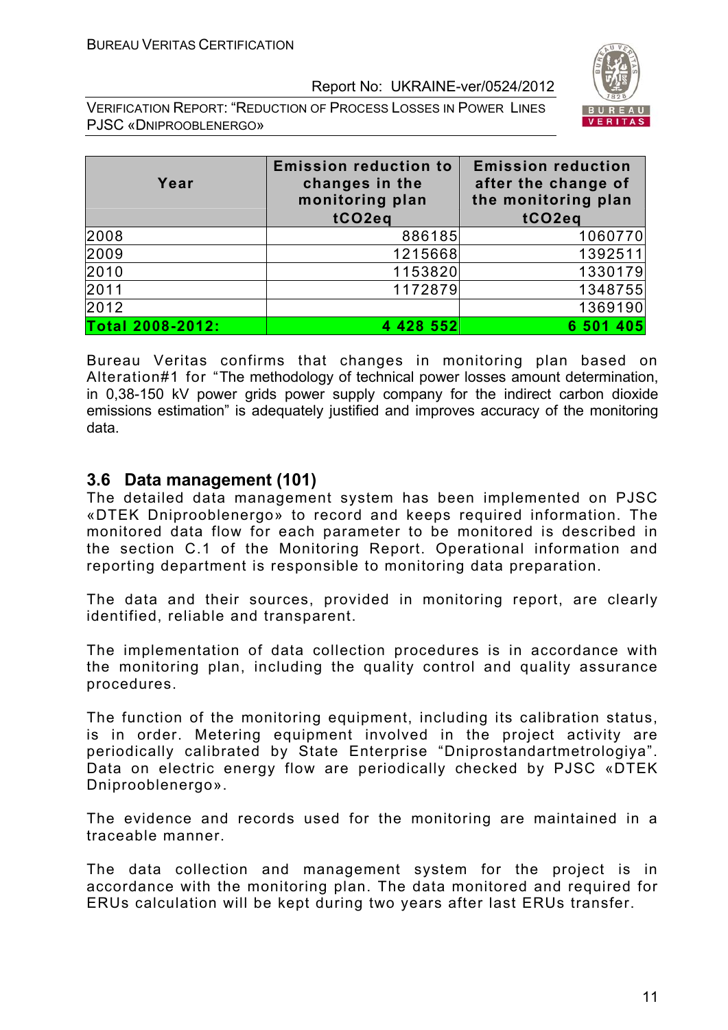| Year | Emission reduction to changes in the monitoring plan tCO2eq | Emission reduction after the change of the monitoring plan tCO2eq |
|---|---|---|
| 2008 | 886185 | 1060770 |
| 2009 | 1215668 | 1392511 |
| 2010 | 1153820 | 1330179 |
| 2011 | 1172879 | 1348755 |
| 2012 | | 1369190 |
| **Total 2008-2012:** | **4 428 552** | **6 501 405** |

Bureau Veritas confirms that changes in monitoring plan based on Alteration#1 for "The methodology of technical power losses amount determination, in 0,38-150 kV power grids power supply company for the indirect carbon dioxide emissions estimation" is adequately justified and improves accuracy of the monitoring data.

## 3.6 Data management (101)

The detailed data management system has been implemented on PJSC «DTEK Dniprooblenergo» to record and keeps required information. The monitored data flow for each parameter to be monitored is described in the section C.1 of the Monitoring Report. Operational information and reporting department is responsible to monitoring data preparation.

The data and their sources, provided in monitoring report, are clearly identified, reliable and transparent.

The implementation of data collection procedures is in accordance with the monitoring plan, including the quality control and quality assurance procedures.

The function of the monitoring equipment, including its calibration status, is in order. Metering equipment involved in the project activity are periodically calibrated by State Enterprise "Dniprostandartmetrologiya". Data on electric energy flow are periodically checked by PJSC «DTEK Dniprooblenergo».

The evidence and records used for the monitoring are maintained in a traceable manner.

The data collection and management system for the project is in accordance with the monitoring plan. The data monitored and required for ERUs calculation will be kept during two years after last ERUs transfer.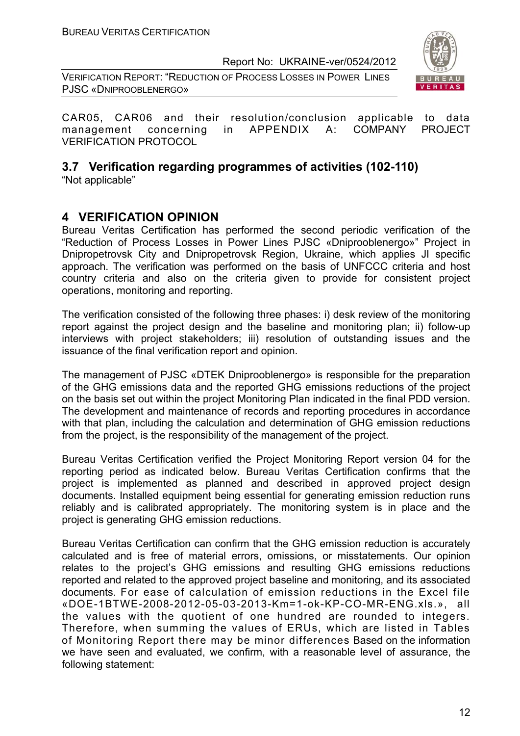CAR05, CAR06 and their resolution/conclusion applicable to data management concerning in APPENDIX A: COMPANY PROJECT VERIFICATION PROTOCOL

## 3.7 Verification regarding programmes of activities (102-110)

"Not applicable"

# 4 VERIFICATION OPINION

Bureau Veritas Certification has performed the second periodic verification of the "Reduction of Process Losses in Power Lines PJSC «Dniprooblenergo»" Project in Dnipropetrovsk City and Dnipropetrovsk Region, Ukraine, which applies JI specific approach. The verification was performed on the basis of UNFCCC criteria and host country criteria and also on the criteria given to provide for consistent project operations, monitoring and reporting.

The verification consisted of the following three phases: i) desk review of the monitoring report against the project design and the baseline and monitoring plan; ii) follow-up interviews with project stakeholders; iii) resolution of outstanding issues and the issuance of the final verification report and opinion.

The management of PJSC «DTEK Dniprooblenergo» is responsible for the preparation of the GHG emissions data and the reported GHG emissions reductions of the project on the basis set out within the project Monitoring Plan indicated in the final PDD version. The development and maintenance of records and reporting procedures in accordance with that plan, including the calculation and determination of GHG emission reductions from the project, is the responsibility of the management of the project.

Bureau Veritas Certification verified the Project Monitoring Report version 04 for the reporting period as indicated below. Bureau Veritas Certification confirms that the project is implemented as planned and described in approved project design documents. Installed equipment being essential for generating emission reduction runs reliably and is calibrated appropriately. The monitoring system is in place and the project is generating GHG emission reductions.

Bureau Veritas Certification can confirm that the GHG emission reduction is accurately calculated and is free of material errors, omissions, or misstatements. Our opinion relates to the project's GHG emissions and resulting GHG emissions reductions reported and related to the approved project baseline and monitoring, and its associated documents. For ease of calculation of emission reductions in the Excel file «DOE-1BTWE-2008-2012-05-03-2013-Km=1-ok-KP-CO-MR-ENG.xls.», all the values with the quotient of one hundred are rounded to integers. Therefore, when summing the values of ERUs, which are listed in Tables of Monitoring Report there may be minor differences Based on the information we have seen and evaluated, we confirm, with a reasonable level of assurance, the following statement: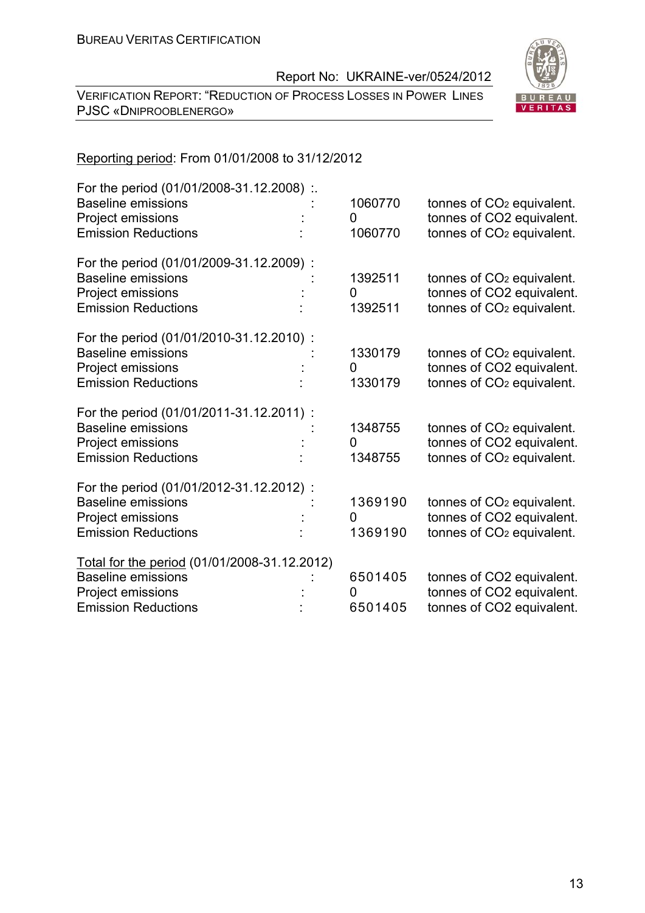Reporting period: From 01/01/2008 to 31/12/2012

For the period (01/01/2008-31.12.2008) :.

| | | | |
|---|---|---|---|
| Baseline emissions | : | 1060770 | tonnes of $CO_2$ equivalent. |
| Project emissions | : | 0 | tonnes of CO2 equivalent. |
| Emission Reductions | : | 1060770 | tonnes of $CO_2$ equivalent. |

For the period (01/01/2009-31.12.2009) :

| | | | |
|---|---|---|---|
| Baseline emissions | : | 1392511 | tonnes of $CO_2$ equivalent. |
| Project emissions | : | 0 | tonnes of CO2 equivalent. |
| Emission Reductions | : | 1392511 | tonnes of $CO_2$ equivalent. |

For the period (01/01/2010-31.12.2010) :

| | | | |
|---|---|---|---|
| Baseline emissions | : | 1330179 | tonnes of $CO_2$ equivalent. |
| Project emissions | : | 0 | tonnes of CO2 equivalent. |
| Emission Reductions | : | 1330179 | tonnes of $CO_2$ equivalent. |

For the period (01/01/2011-31.12.2011) :

| | | | |
|---|---|---|---|
| Baseline emissions | : | 1348755 | tonnes of $CO_2$ equivalent. |
| Project emissions | : | 0 | tonnes of CO2 equivalent. |
| Emission Reductions | : | 1348755 | tonnes of $CO_2$ equivalent. |

For the period (01/01/2012-31.12.2012) :

| | | | |
|---|---|---|---|
| Baseline emissions | : | 1369190 | tonnes of $CO_2$ equivalent. |
| Project emissions | : | 0 | tonnes of CO2 equivalent. |
| Emission Reductions | : | 1369190 | tonnes of $CO_2$ equivalent. |

Total for the period (01/01/2008-31.12.2012)

| | | | |
|---|---|---|---|
| Baseline emissions | : | 6501405 | tonnes of CO2 equivalent. |
| Project emissions | : | 0 | tonnes of CO2 equivalent. |
| Emission Reductions | : | 6501405 | tonnes of CO2 equivalent. |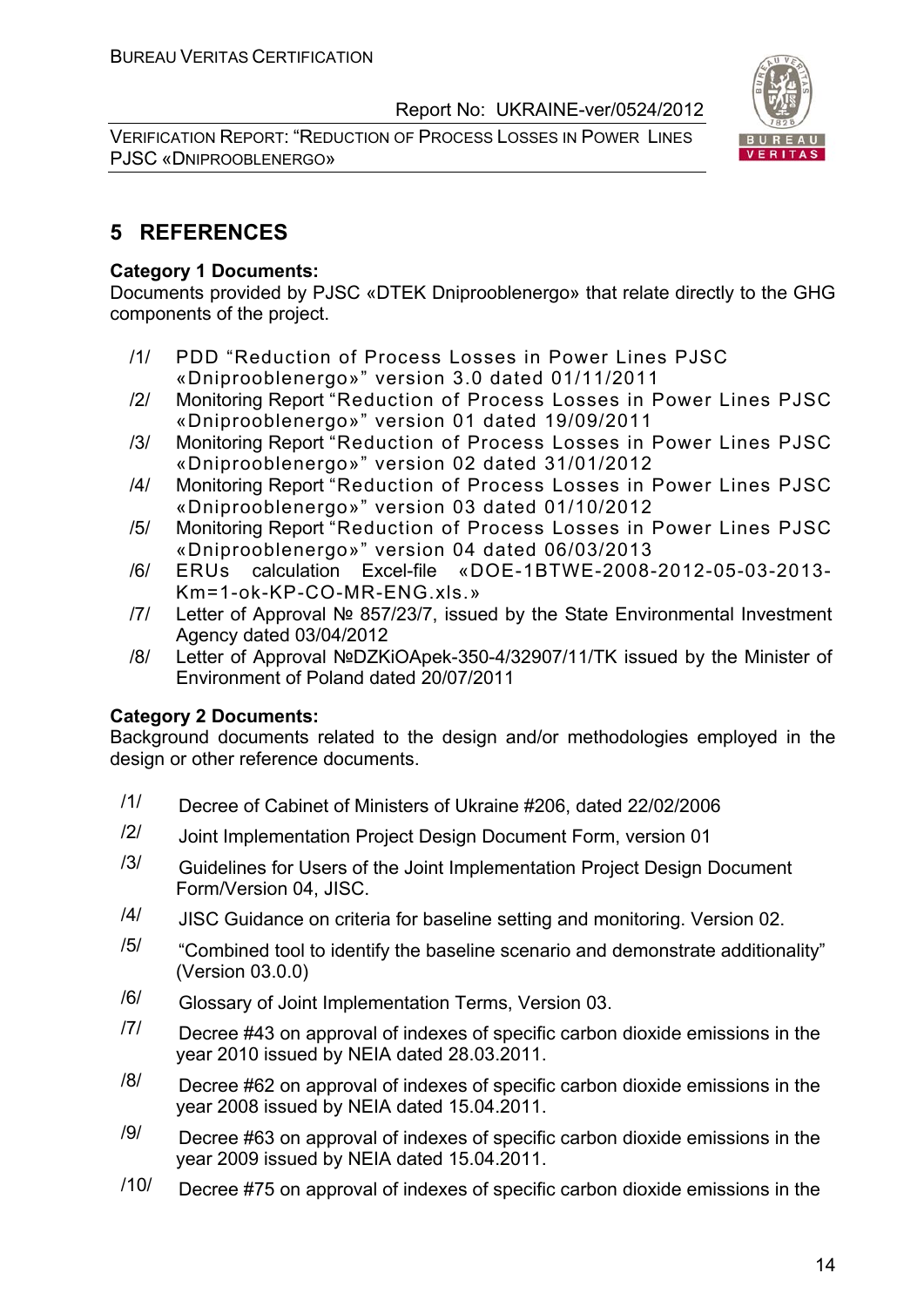## 5 REFERENCES

**Category 1 Documents:**
Documents provided by PJSC «DTEK Dniprooblenergo» that relate directly to the GHG components of the project.

/1/ PDD "Reduction of Process Losses in Power Lines PJSC «Dniprooblenergo»" version 3.0 dated 01/11/2011
/2/ Monitoring Report "Reduction of Process Losses in Power Lines PJSC «Dniprooblenergo»" version 01 dated 19/09/2011
/3/ Monitoring Report "Reduction of Process Losses in Power Lines PJSC «Dniprooblenergo»" version 02 dated 31/01/2012
/4/ Monitoring Report "Reduction of Process Losses in Power Lines PJSC «Dniprooblenergo»" version 03 dated 01/10/2012
/5/ Monitoring Report "Reduction of Process Losses in Power Lines PJSC «Dniprooblenergo»" version 04 dated 06/03/2013
/6/ ERUs calculation Excel-file «DOE-1BTWE-2008-2012-05-03-2013-Km=1-ok-KP-CO-MR-ENG.xls.»
/7/ Letter of Approval № 857/23/7, issued by the State Environmental Investment Agency dated 03/04/2012
/8/ Letter of Approval №DZKiOApek-350-4/32907/11/TK issued by the Minister of Environment of Poland dated 20/07/2011

**Category 2 Documents:**
Background documents related to the design and/or methodologies employed in the design or other reference documents.

/1/ Decree of Cabinet of Ministers of Ukraine #206, dated 22/02/2006
/2/ Joint Implementation Project Design Document Form, version 01
/3/ Guidelines for Users of the Joint Implementation Project Design Document Form/Version 04, JISC.
/4/ JISC Guidance on criteria for baseline setting and monitoring. Version 02.
/5/ "Combined tool to identify the baseline scenario and demonstrate additionality" (Version 03.0.0)
/6/ Glossary of Joint Implementation Terms, Version 03.
/7/ Decree #43 on approval of indexes of specific carbon dioxide emissions in the year 2010 issued by NEIA dated 28.03.2011.
/8/ Decree #62 on approval of indexes of specific carbon dioxide emissions in the year 2008 issued by NEIA dated 15.04.2011.
/9/ Decree #63 on approval of indexes of specific carbon dioxide emissions in the year 2009 issued by NEIA dated 15.04.2011.
/10/ Decree #75 on approval of indexes of specific carbon dioxide emissions in the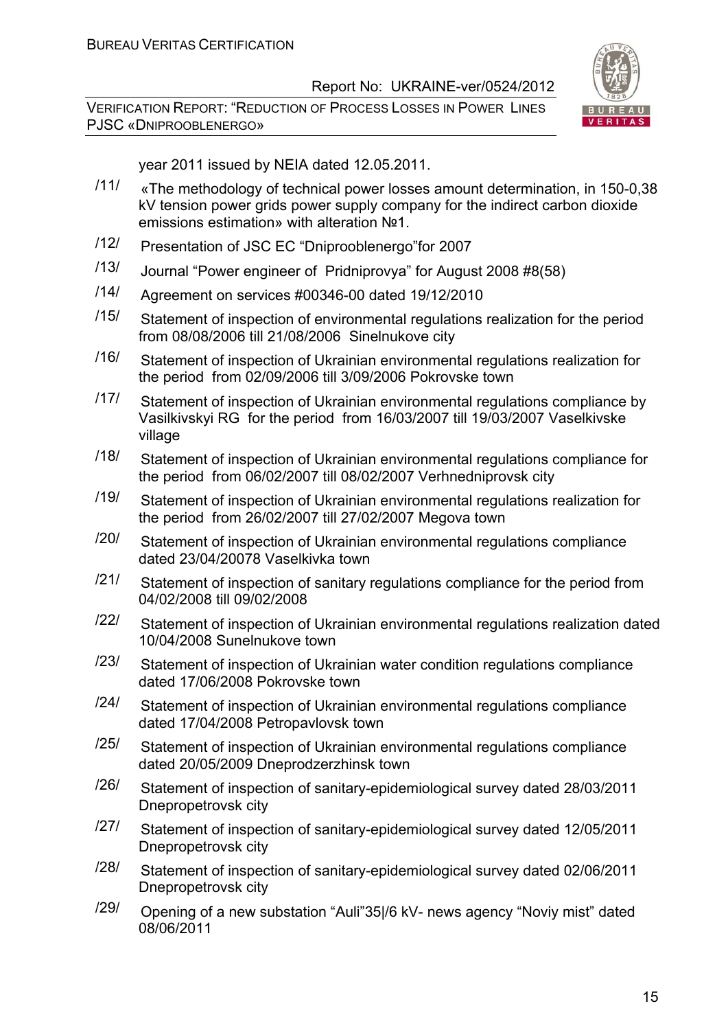year 2011 issued by NEIA dated 12.05.2011.

/11/ «The methodology of technical power losses amount determination, in 150-0,38 kV tension power grids power supply company for the indirect carbon dioxide emissions estimation» with alteration №1.

/12/ Presentation of JSC EC "Dniprooblenergo"for 2007

/13/ Journal "Power engineer of Pridniprovya" for August 2008 #8(58)

/14/ Agreement on services #00346-00 dated 19/12/2010

/15/ Statement of inspection of environmental regulations realization for the period from 08/08/2006 till 21/08/2006 Sinelnukove city

/16/ Statement of inspection of Ukrainian environmental regulations realization for the period from 02/09/2006 till 3/09/2006 Pokrovske town

/17/ Statement of inspection of Ukrainian environmental regulations compliance by Vasilkivskyi RG for the period from 16/03/2007 till 19/03/2007 Vaselkivske village

/18/ Statement of inspection of Ukrainian environmental regulations compliance for the period from 06/02/2007 till 08/02/2007 Verhnedniprovsk city

/19/ Statement of inspection of Ukrainian environmental regulations realization for the period from 26/02/2007 till 27/02/2007 Megova town

/20/ Statement of inspection of Ukrainian environmental regulations compliance dated 23/04/20078 Vaselkivka town

/21/ Statement of inspection of sanitary regulations compliance for the period from 04/02/2008 till 09/02/2008

/22/ Statement of inspection of Ukrainian environmental regulations realization dated 10/04/2008 Sunelnukove town

/23/ Statement of inspection of Ukrainian water condition regulations compliance dated 17/06/2008 Pokrovske town

/24/ Statement of inspection of Ukrainian environmental regulations compliance dated 17/04/2008 Petropavlovsk town

/25/ Statement of inspection of Ukrainian environmental regulations compliance dated 20/05/2009 Dneprodzerzhinsk town

/26/ Statement of inspection of sanitary-epidemiological survey dated 28/03/2011 Dnepropetrovsk city

/27/ Statement of inspection of sanitary-epidemiological survey dated 12/05/2011 Dnepropetrovsk city

/28/ Statement of inspection of sanitary-epidemiological survey dated 02/06/2011 Dnepropetrovsk city

/29/ Opening of a new substation "Auli"35|/6 kV- news agency "Noviy mist" dated 08/06/2011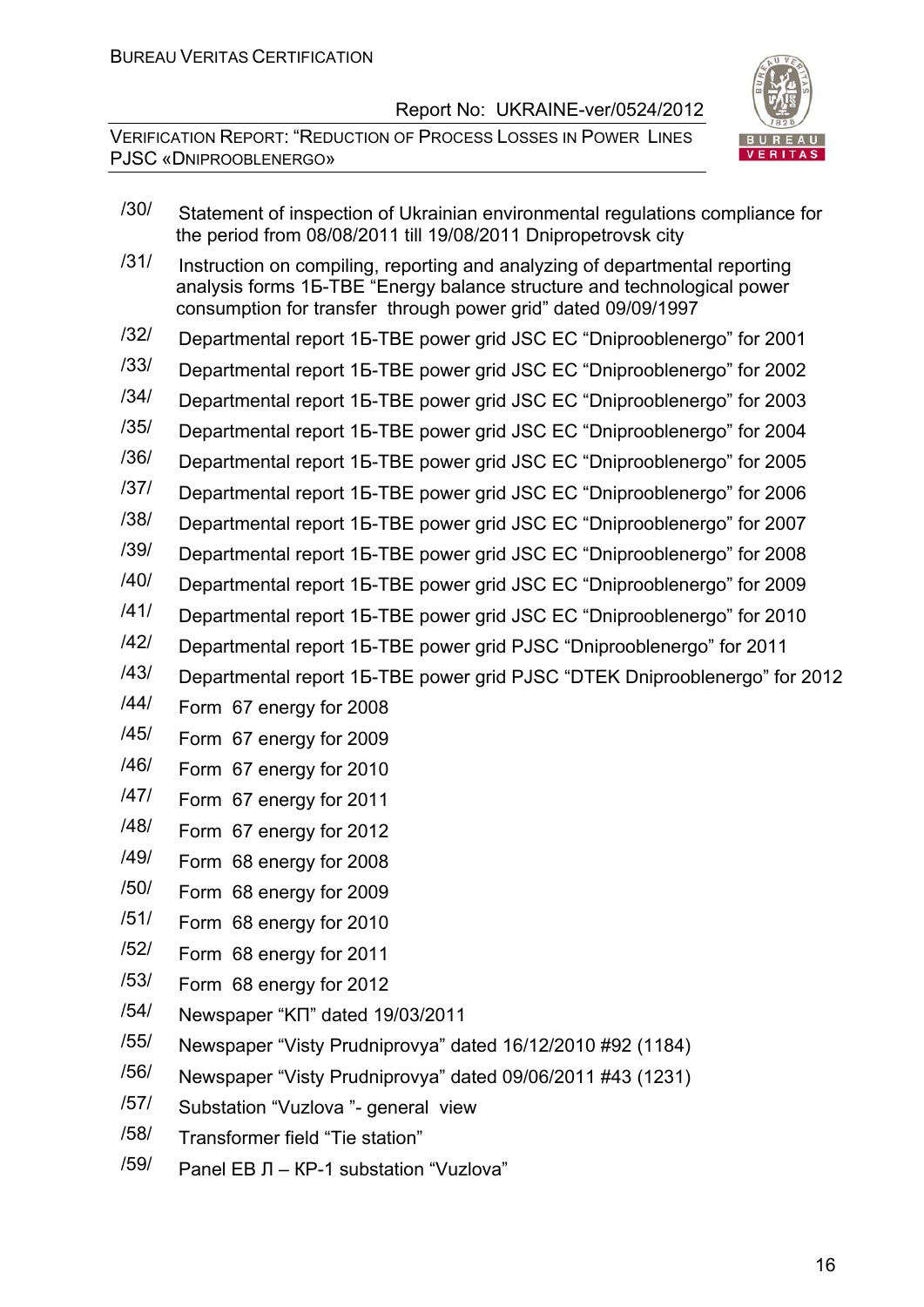/30/ Statement of inspection of Ukrainian environmental regulations compliance for the period from 08/08/2011 till 19/08/2011 Dnipropetrovsk city

/31/ Instruction on compiling, reporting and analyzing of departmental reporting analysis forms 1Б-ТВЕ “Energy balance structure and technological power consumption for transfer through power grid” dated 09/09/1997

/32/ Departmental report 1Б-ТВЕ power grid JSC EC “Dniprooblenergo” for 2001

/33/ Departmental report 1Б-ТВЕ power grid JSC EC “Dniprooblenergo” for 2002

/34/ Departmental report 1Б-ТВЕ power grid JSC EC “Dniprooblenergo” for 2003

/35/ Departmental report 1Б-ТВЕ power grid JSC EC “Dniprooblenergo” for 2004

/36/ Departmental report 1Б-ТВЕ power grid JSC EC “Dniprooblenergo” for 2005

/37/ Departmental report 1Б-ТВЕ power grid JSC EC “Dniprooblenergo” for 2006

/38/ Departmental report 1Б-ТВЕ power grid JSC EC “Dniprooblenergo” for 2007

/39/ Departmental report 1Б-ТВЕ power grid JSC EC “Dniprooblenergo” for 2008

/40/ Departmental report 1Б-ТВЕ power grid JSC EC “Dniprooblenergo” for 2009

/41/ Departmental report 1Б-ТВЕ power grid JSC EC “Dniprooblenergo” for 2010

/42/ Departmental report 1Б-ТВЕ power grid PJSC “Dniprooblenergo” for 2011

/43/ Departmental report 1Б-ТВЕ power grid PJSC “DTEK Dniprooblenergo” for 2012

/44/ Form 67 energy for 2008

/45/ Form 67 energy for 2009

/46/ Form 67 energy for 2010

/47/ Form 67 energy for 2011

/48/ Form 67 energy for 2012

/49/ Form 68 energy for 2008

/50/ Form 68 energy for 2009

/51/ Form 68 energy for 2010

/52/ Form 68 energy for 2011

/53/ Form 68 energy for 2012

/54/ Newspaper “КП” dated 19/03/2011

/55/ Newspaper “Visty Prudniprovya” dated 16/12/2010 #92 (1184)

/56/ Newspaper “Visty Prudniprovya” dated 09/06/2011 #43 (1231)

/57/ Substation “Vuzlova ”- general view

/58/ Transformer field “Tie station”

/59/ Panel ЕВ Л – КР-1 substation “Vuzlova”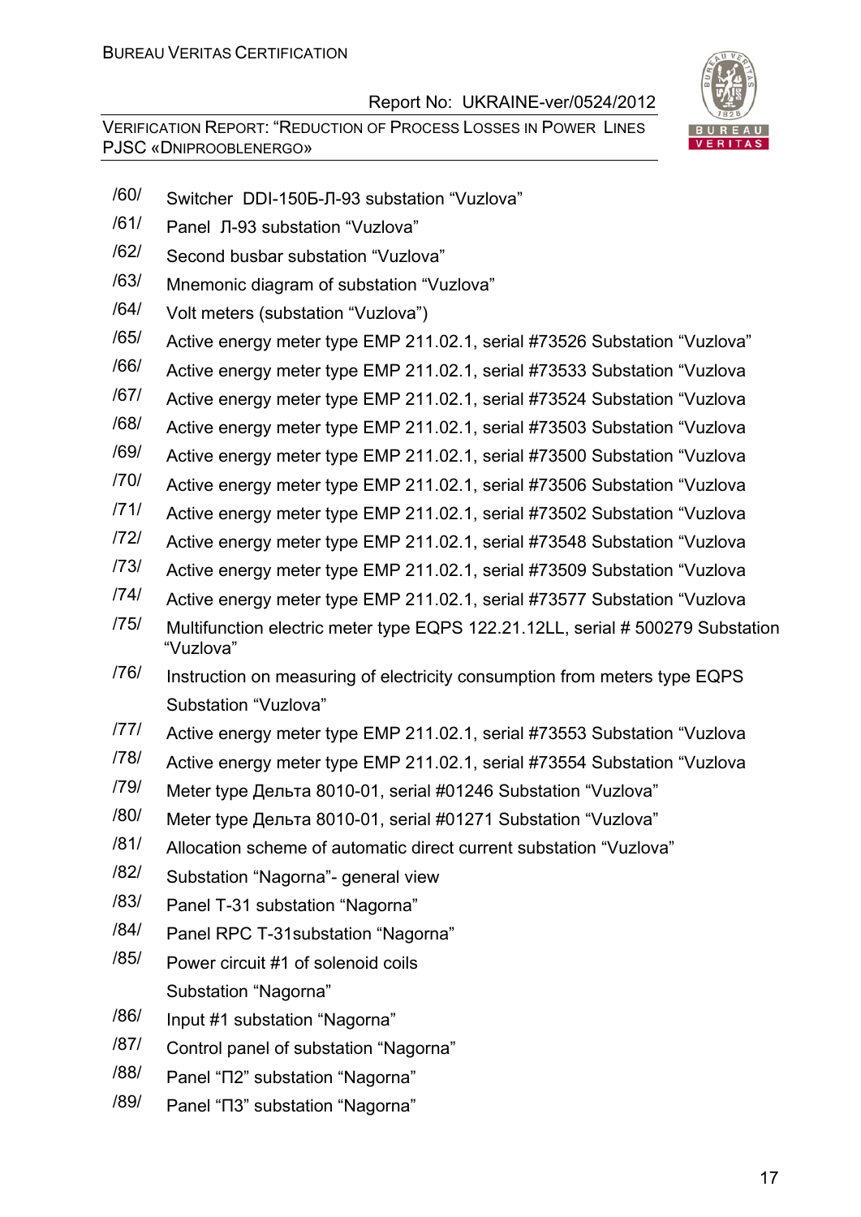/60/ Switcher DDI-150Б-Л-93 substation “Vuzlova”

/61/ Panel Л-93 substation “Vuzlova”

/62/ Second busbar substation “Vuzlova”

/63/ Mnemonic diagram of substation “Vuzlova”

/64/ Volt meters (substation “Vuzlova”)

/65/ Active energy meter type EMP 211.02.1, serial #73526 Substation “Vuzlova”

/66/ Active energy meter type EMP 211.02.1, serial #73533 Substation “Vuzlova

/67/ Active energy meter type EMP 211.02.1, serial #73524 Substation “Vuzlova

/68/ Active energy meter type EMP 211.02.1, serial #73503 Substation “Vuzlova

/69/ Active energy meter type EMP 211.02.1, serial #73500 Substation “Vuzlova

/70/ Active energy meter type EMP 211.02.1, serial #73506 Substation “Vuzlova

/71/ Active energy meter type EMP 211.02.1, serial #73502 Substation “Vuzlova

/72/ Active energy meter type EMP 211.02.1, serial #73548 Substation “Vuzlova

/73/ Active energy meter type EMP 211.02.1, serial #73509 Substation “Vuzlova

/74/ Active energy meter type EMP 211.02.1, serial #73577 Substation “Vuzlova

/75/ Multifunction electric meter type EQPS 122.21.12LL, serial # 500279 Substation “Vuzlova”

/76/ Instruction on measuring of electricity consumption from meters type EQPS Substation “Vuzlova”

/77/ Active energy meter type EMP 211.02.1, serial #73553 Substation “Vuzlova

/78/ Active energy meter type EMP 211.02.1, serial #73554 Substation “Vuzlova

/79/ Meter type Дельта 8010-01, serial #01246 Substation “Vuzlova”

/80/ Meter type Дельта 8010-01, serial #01271 Substation “Vuzlova”

/81/ Allocation scheme of automatic direct current substation “Vuzlova”

/82/ Substation “Nagorna”- general view

/83/ Panel T-31 substation “Nagorna”

/84/ Panel RPC T-31substation “Nagorna”

/85/ Power circuit #1 of solenoid coils Substation “Nagorna”

/86/ Input #1 substation “Nagorna”

/87/ Control panel of substation “Nagorna”

/88/ Panel “П2” substation “Nagorna”

/89/ Panel “П3” substation “Nagorna”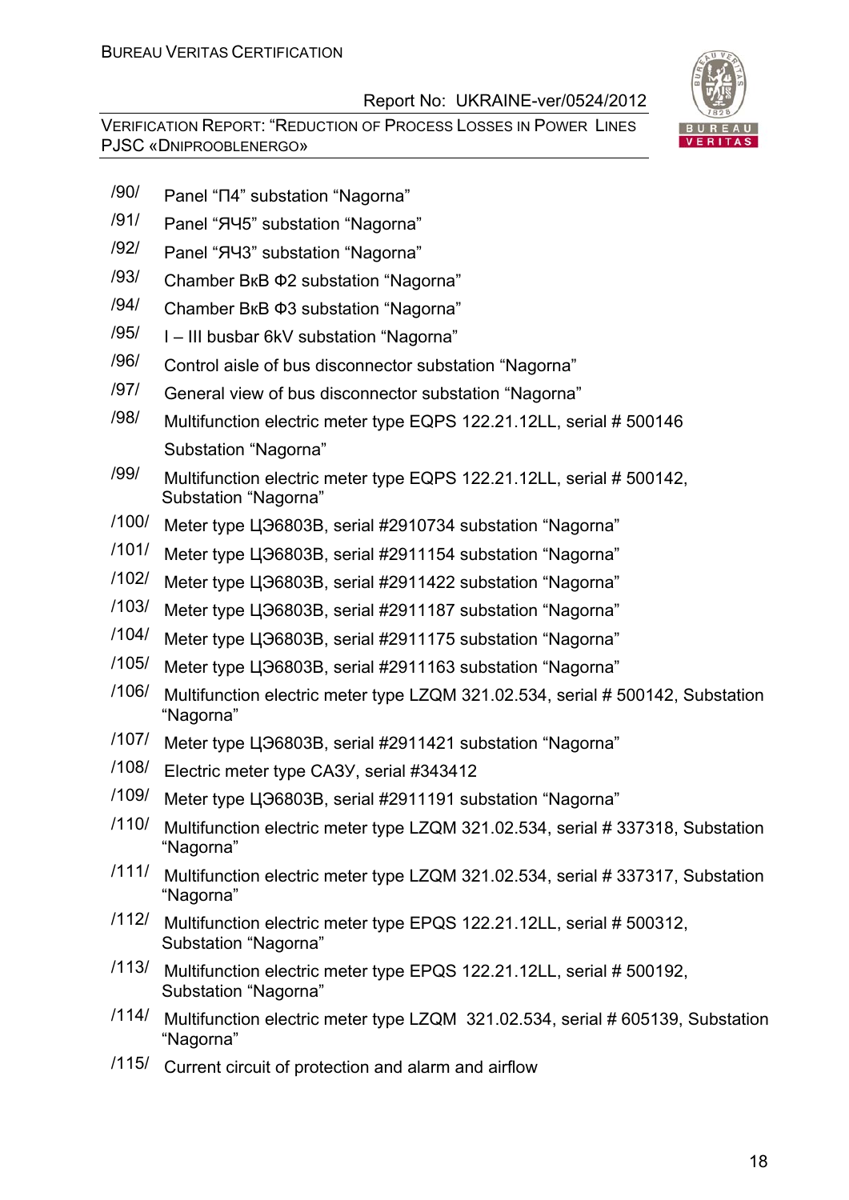/90/ Panel “П4” substation “Nagorna”

/91/ Panel “ЯЧ5” substation “Nagorna”

/92/ Panel “ЯЧ3” substation “Nagorna”

/93/ Chamber ВкВ Ф2 substation “Nagorna”

/94/ Chamber ВкВ Ф3 substation “Nagorna”

/95/ I – III busbar 6kV substation “Nagorna”

/96/ Control aisle of bus disconnector substation “Nagorna”

/97/ General view of bus disconnector substation “Nagorna”

/98/ Multifunction electric meter type EQPS 122.21.12LL, serial # 500146 Substation “Nagorna”

/99/ Multifunction electric meter type EQPS 122.21.12LL, serial # 500142, Substation “Nagorna”

/100/ Meter type ЦЭ6803В, serial #2910734 substation “Nagorna”

/101/ Meter type ЦЭ6803В, serial #2911154 substation “Nagorna”

/102/ Meter type ЦЭ6803В, serial #2911422 substation “Nagorna”

/103/ Meter type ЦЭ6803В, serial #2911187 substation “Nagorna”

/104/ Meter type ЦЭ6803В, serial #2911175 substation “Nagorna”

/105/ Meter type ЦЭ6803В, serial #2911163 substation “Nagorna”

/106/ Multifunction electric meter type LZQM 321.02.534, serial # 500142, Substation “Nagorna”

/107/ Meter type ЦЭ6803В, serial #2911421 substation “Nagorna”

/108/ Electric meter type САЗУ, serial #343412

/109/ Meter type ЦЭ6803В, serial #2911191 substation “Nagorna”

/110/ Multifunction electric meter type LZQM 321.02.534, serial # 337318, Substation “Nagorna”

/111/ Multifunction electric meter type LZQM 321.02.534, serial # 337317, Substation “Nagorna”

/112/ Multifunction electric meter type EPQS 122.21.12LL, serial # 500312, Substation “Nagorna”

/113/ Multifunction electric meter type EPQS 122.21.12LL, serial # 500192, Substation “Nagorna”

/114/ Multifunction electric meter type LZQM 321.02.534, serial # 605139, Substation “Nagorna”

/115/ Current circuit of protection and alarm and airflow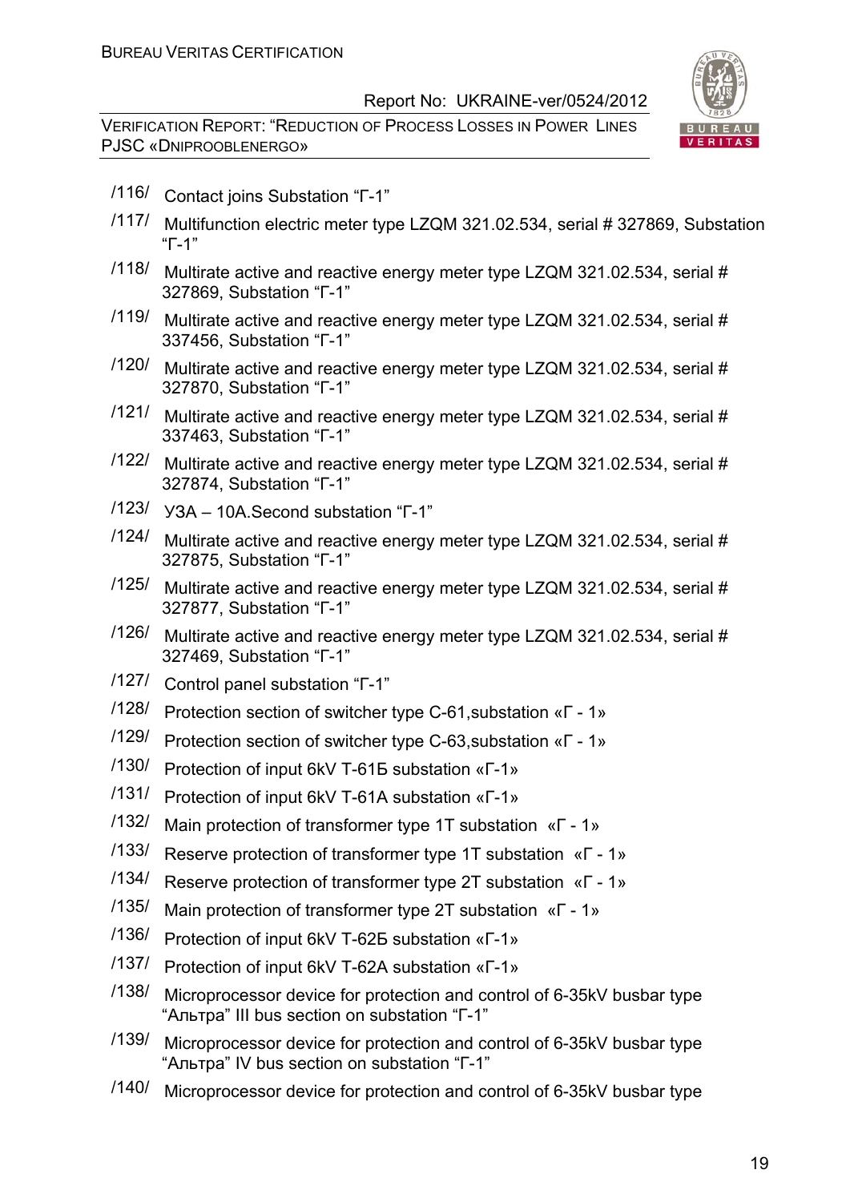/116/ Contact joins Substation “Г-1”

/117/ Multifunction electric meter type LZQM 321.02.534, serial # 327869, Substation “Г-1”

/118/ Multirate active and reactive energy meter type LZQM 321.02.534, serial # 327869, Substation “Г-1”

/119/ Multirate active and reactive energy meter type LZQM 321.02.534, serial # 337456, Substation “Г-1”

/120/ Multirate active and reactive energy meter type LZQM 321.02.534, serial # 327870, Substation “Г-1”

/121/ Multirate active and reactive energy meter type LZQM 321.02.534, serial # 337463, Substation “Г-1”

/122/ Multirate active and reactive energy meter type LZQM 321.02.534, serial # 327874, Substation “Г-1”

/123/ УЗА – 10А.Second substation “Г-1”

/124/ Multirate active and reactive energy meter type LZQM 321.02.534, serial # 327875, Substation “Г-1”

/125/ Multirate active and reactive energy meter type LZQM 321.02.534, serial # 327877, Substation “Г-1”

/126/ Multirate active and reactive energy meter type LZQM 321.02.534, serial # 327469, Substation “Г-1”

/127/ Control panel substation “Г-1”

/128/ Protection section of switcher type C-61,substation «Г - 1»

/129/ Protection section of switcher type C-63,substation «Г - 1»

/130/ Protection of input 6kV T-61Б substation «Г-1»

/131/ Protection of input 6kV T-61A substation «Г-1»

/132/ Main protection of transformer type 1T substation «Г - 1»

/133/ Reserve protection of transformer type 1T substation «Г - 1»

/134/ Reserve protection of transformer type 2T substation «Г - 1»

/135/ Main protection of transformer type 2T substation «Г - 1»

/136/ Protection of input 6kV T-62Б substation «Г-1»

/137/ Protection of input 6kV T-62A substation «Г-1»

/138/ Microprocessor device for protection and control of 6-35kV busbar type “Альтра” III bus section on substation “Г-1”

/139/ Microprocessor device for protection and control of 6-35kV busbar type “Альтра” IV bus section on substation “Г-1”

/140/ Microprocessor device for protection and control of 6-35kV busbar type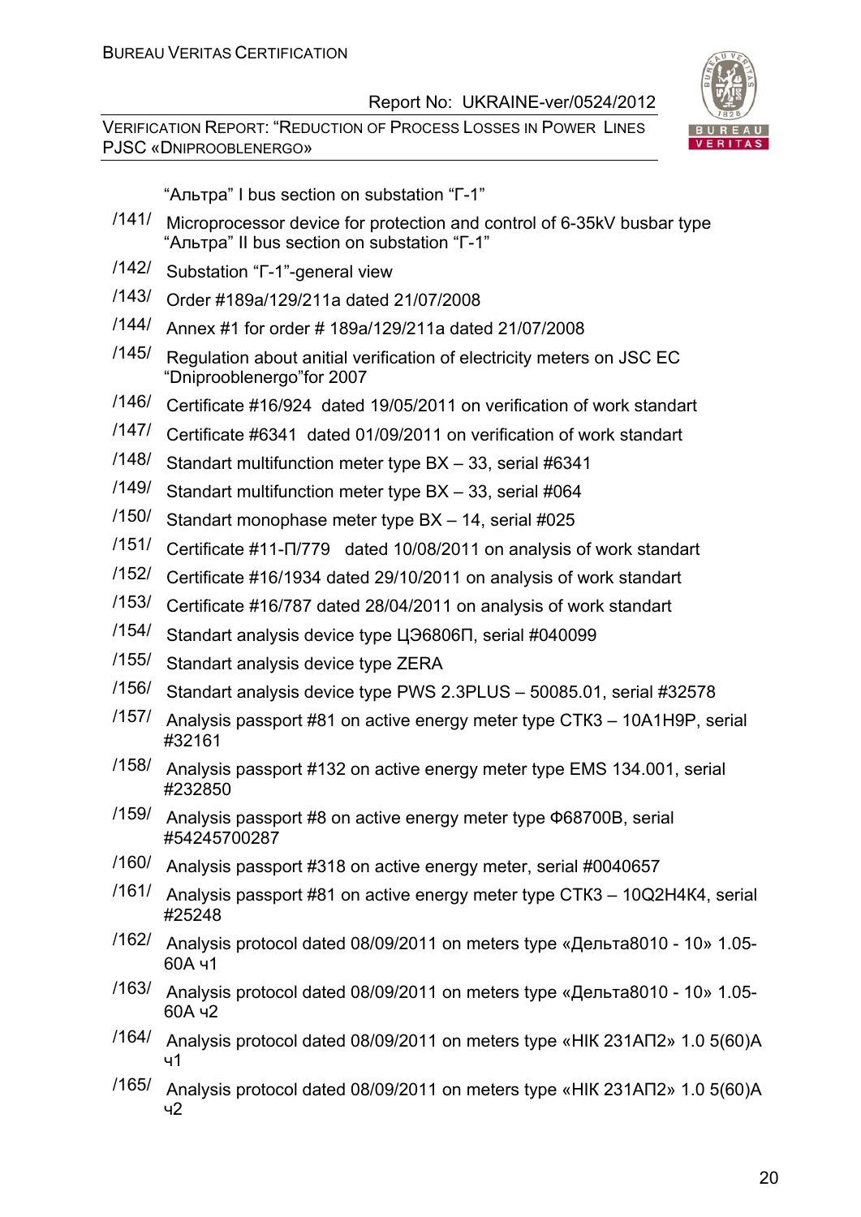"Альтра" I bus section on substation "Г-1"

/141/ Microprocessor device for protection and control of 6-35kV busbar type "Альтра" II bus section on substation "Г-1"

/142/ Substation "Г-1"-general view

/143/ Order #189a/129/211a dated 21/07/2008

/144/ Annex #1 for order # 189a/129/211a dated 21/07/2008

/145/ Regulation about anitial verification of electricity meters on JSC EC "Dniprooblenergo"for 2007

/146/ Certificate #16/924 dated 19/05/2011 on verification of work standart

/147/ Certificate #6341 dated 01/09/2011 on verification of work standart

/148/ Standart multifunction meter type BX – 33, serial #6341

/149/ Standart multifunction meter type BX – 33, serial #064

/150/ Standart monophase meter type BX – 14, serial #025

/151/ Certificate #11-П/779 dated 10/08/2011 on analysis of work standart

/152/ Certificate #16/1934 dated 29/10/2011 on analysis of work standart

/153/ Certificate #16/787 dated 28/04/2011 on analysis of work standart

/154/ Standart analysis device type ЦЭ6806П, serial #040099

/155/ Standart analysis device type ZERA

/156/ Standart analysis device type PWS 2.3PLUS – 50085.01, serial #32578

/157/ Analysis passport #81 on active energy meter type СТК3 – 10А1Н9Р, serial #32161

/158/ Analysis passport #132 on active energy meter type EMS 134.001, serial #232850

/159/ Analysis passport #8 on active energy meter type Ф68700В, serial #54245700287

/160/ Analysis passport #318 on active energy meter, serial #0040657

/161/ Analysis passport #81 on active energy meter type СТК3 – 10Q2H4K4, serial #25248

/162/ Analysis protocol dated 08/09/2011 on meters type «Дельта8010 - 10» 1.05-60А ч1

/163/ Analysis protocol dated 08/09/2011 on meters type «Дельта8010 - 10» 1.05-60А ч2

/164/ Analysis protocol dated 08/09/2011 on meters type «НІК 231АП2» 1.0 5(60)А ч1

/165/ Analysis protocol dated 08/09/2011 on meters type «НІК 231АП2» 1.0 5(60)А ч2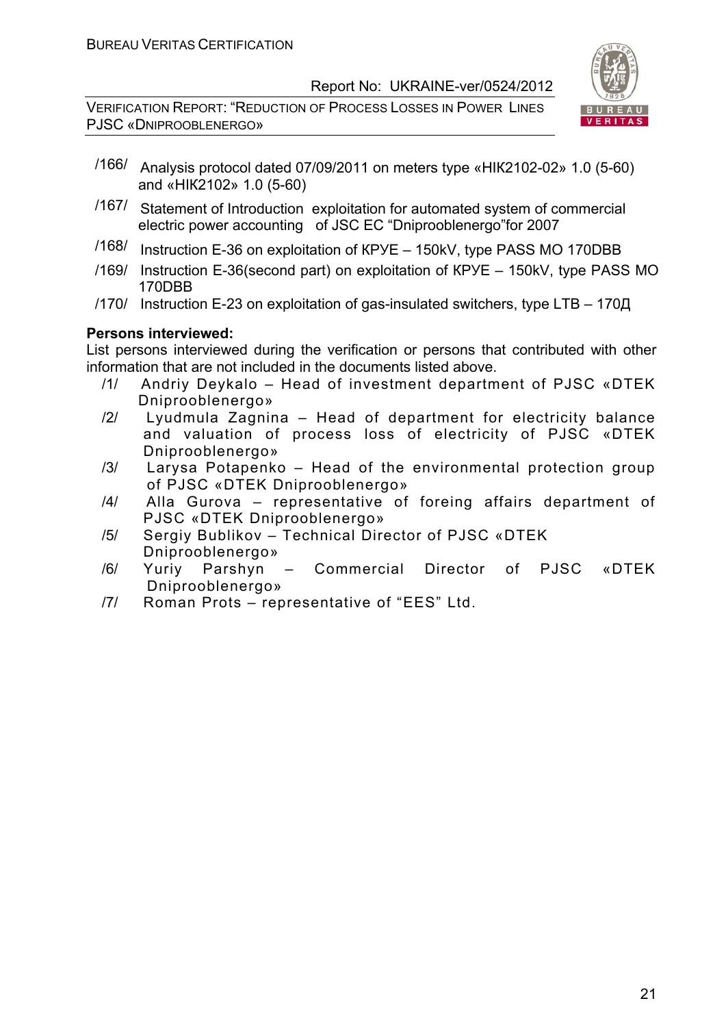/166/ Analysis protocol dated 07/09/2011 on meters type «НІК2102-02» 1.0 (5-60) and «НІК2102» 1.0 (5-60)

/167/ Statement of Introduction exploitation for automated system of commercial electric power accounting of JSC EC "Dniprooblenergo"for 2007

/168/ Instruction E-36 on exploitation of КРУЕ – 150kV, type PASS MO 170DBB

/169/ Instruction E-36(second part) on exploitation of КРУЕ – 150kV, type PASS MO 170DBB

/170/ Instruction E-23 on exploitation of gas-insulated switchers, type LTB – 170Д

**Persons interviewed:**

List persons interviewed during the verification or persons that contributed with other information that are not included in the documents listed above.

/1/ Andriy Deykalo – Head of investment department of PJSC «DTEK Dniprooblenergo»

/2/ Lyudmula Zagnina – Head of department for electricity balance and valuation of process loss of electricity of PJSC «DTEK Dniprooblenergo»

/3/ Larysa Potapenko – Head of the environmental protection group of PJSC «DTEK Dniprooblenergo»

/4/ Alla Gurova – representative of foreing affairs department of PJSC «DTEK Dniprooblenergo»

/5/ Sergiy Bublikov – Technical Director of PJSC «DTEK Dniprooblenergo»

/6/ Yuriy Parshyn – Commercial Director of PJSC «DTEK Dniprooblenergo»

/7/ Roman Prots – representative of "EES" Ltd.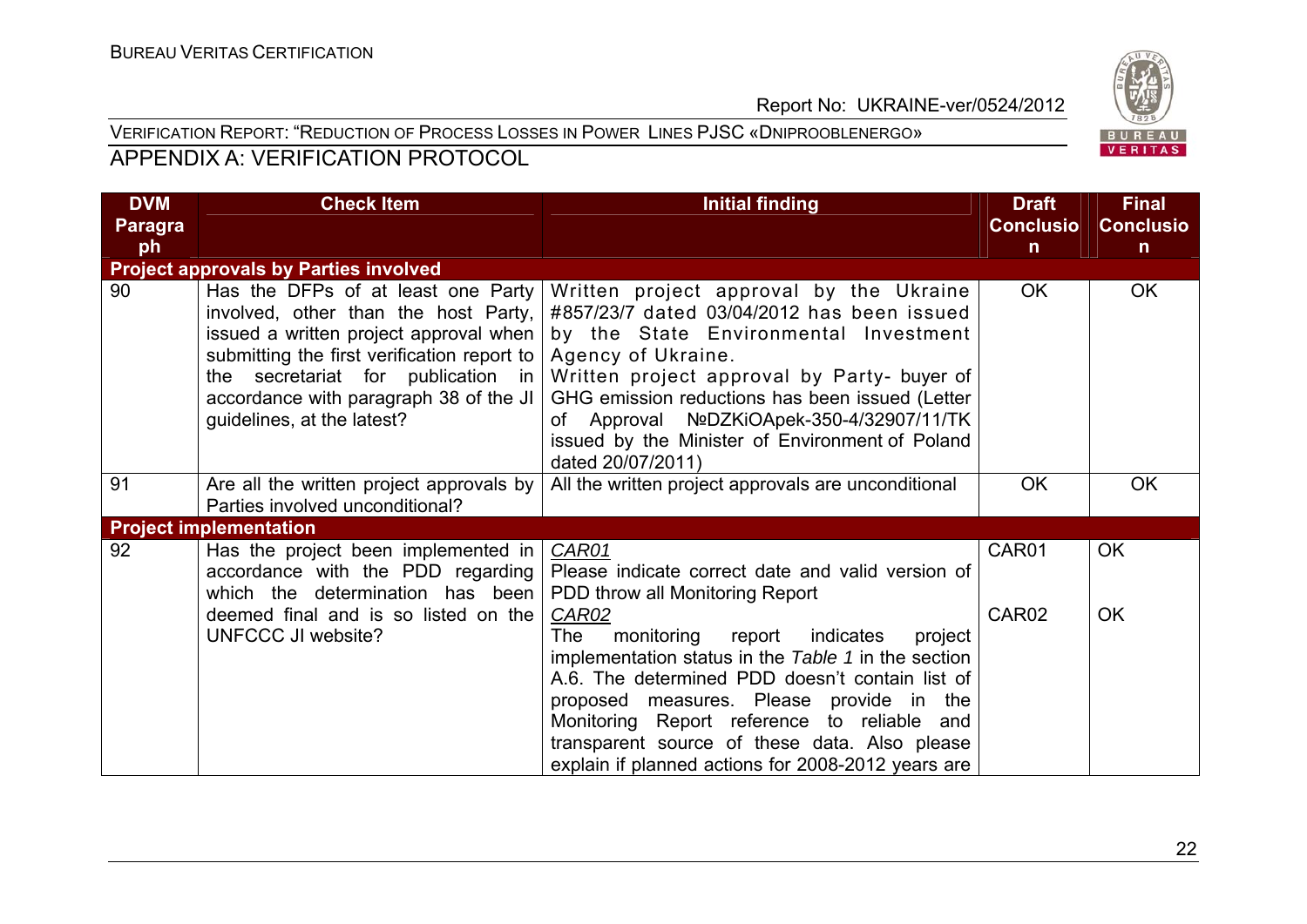VERIFICATION REPORT: "REDUCTION OF PROCESS LOSSES IN POWER LINES PJSC «DNIPROOBLENERGO»

## APPENDIX A: VERIFICATION PROTOCOL

| DVM Paragraph | Check Item | Initial finding | Draft Conclusion | Final Conclusion |
|---|---|---|---|---|
| **Project approvals by Parties involved** | | | | |
| 90 | Has the DFPs of at least one Party involved, other than the host Party, issued a written project approval when submitting the first verification report to the secretariat for publication in accordance with paragraph 38 of the JI guidelines, at the latest? | Written project approval by the Ukraine #857/23/7 dated 03/04/2012 has been issued by the State Environmental Investment Agency of Ukraine.<br>Written project approval by Party- buyer of GHG emission reductions has been issued (Letter of Approval №DZKiOApek-350-4/32907/11/TK issued by the Minister of Environment of Poland dated 20/07/2011) | OK | OK |
| 91 | Are all the written project approvals by Parties involved unconditional? | All the written project approvals are unconditional | OK | OK |
| **Project implementation** | | | | |
| 92 | Has the project been implemented in accordance with the PDD regarding which the determination has been deemed final and is so listed on the UNFCCC JI website? | *CAR01*<br>Please indicate correct date and valid version of PDD throw all Monitoring Report<br>*CAR02*<br>The monitoring report indicates project implementation status in the *Table 1* in the section A.6. The determined PDD doesn't contain list of proposed measures. Please provide in the Monitoring Report reference to reliable and transparent source of these data. Also please explain if planned actions for 2008-2012 years are | CAR01<br><br>CAR02 | OK<br><br>OK |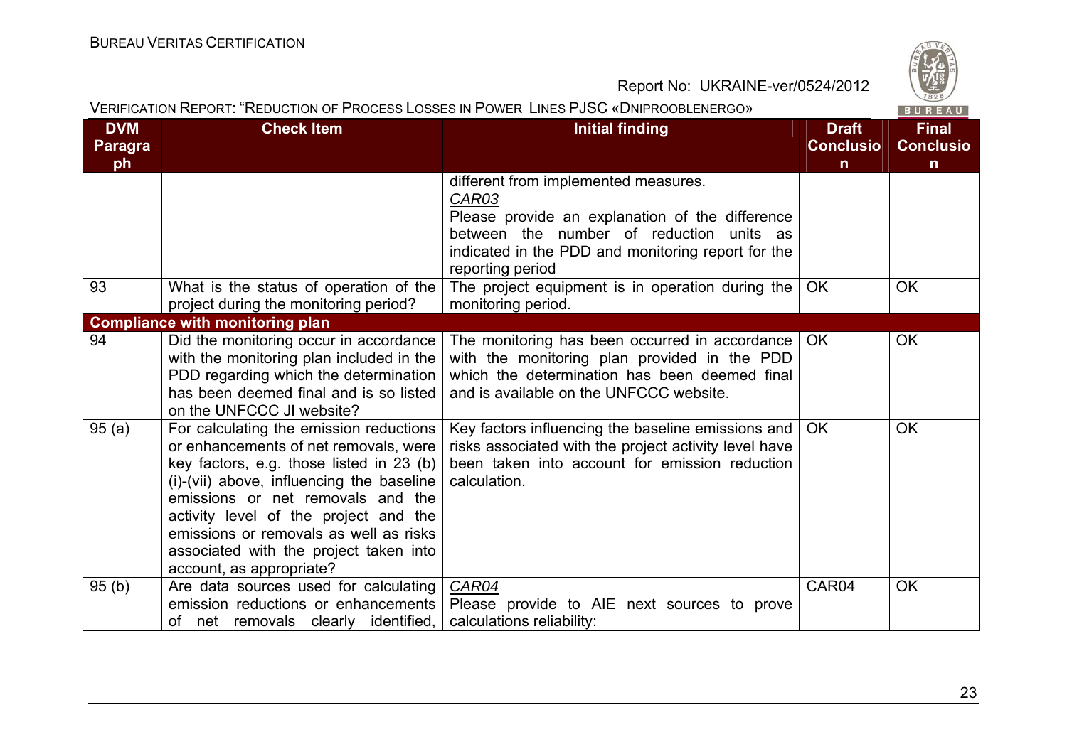| DVM Paragraph | Check Item | Initial finding | Draft Conclusion | Final Conclusion |
|---|---|---|---|---|
| | | different from implemented measures.<br>*CAR03*<br>Please provide an explanation of the difference between the number of reduction units as indicated in the PDD and monitoring report for the reporting period | | |
| 93 | What is the status of operation of the project during the monitoring period? | The project equipment is in operation during the monitoring period. | OK | OK |
| **Compliance with monitoring plan** | | | | |
| 94 | Did the monitoring occur in accordance with the monitoring plan included in the PDD regarding which the determination has been deemed final and is so listed on the UNFCCC JI website? | The monitoring has been occurred in accordance with the monitoring plan provided in the PDD which the determination has been deemed final and is available on the UNFCCC website. | OK | OK |
| 95 (a) | For calculating the emission reductions or enhancements of net removals, were key factors, e.g. those listed in 23 (b) (i)-(vii) above, influencing the baseline emissions or net removals and the activity level of the project and the emissions or removals as well as risks associated with the project taken into account, as appropriate? | Key factors influencing the baseline emissions and risks associated with the project activity level have been taken into account for emission reduction calculation. | OK | OK |
| 95 (b) | Are data sources used for calculating emission reductions or enhancements of net removals clearly identified, | *CAR04*<br>Please provide to AIE next sources to prove calculations reliability: | CAR04 | OK |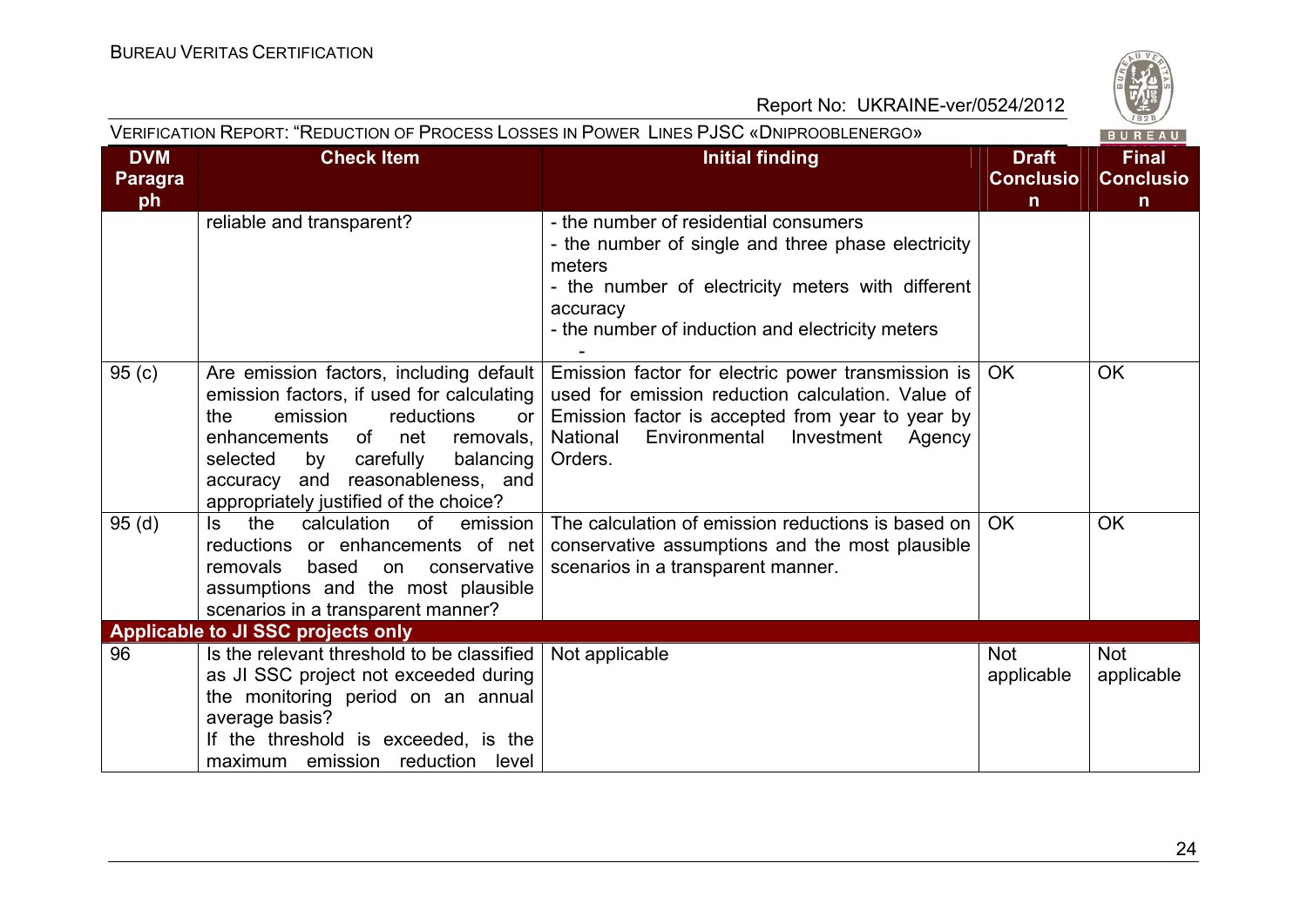| DVM Paragraph | Check Item | Initial finding | Draft Conclusion | Final Conclusion |
|---|---|---|---|---|
| | reliable and transparent? | - the number of residential consumers<br>- the number of single and three phase electricity meters<br>- the number of electricity meters with different accuracy<br>- the number of induction and electricity meters<br>- | | |
| 95 (c) | Are emission factors, including default emission factors, if used for calculating the emission reductions or enhancements of net removals, selected by carefully balancing accuracy and reasonableness, and appropriately justified of the choice? | Emission factor for electric power transmission is used for emission reduction calculation. Value of Emission factor is accepted from year to year by National Environmental Investment Agency Orders. | OK | OK |
| 95 (d) | Is the calculation of emission reductions or enhancements of net removals based on conservative assumptions and the most plausible scenarios in a transparent manner? | The calculation of emission reductions is based on conservative assumptions and the most plausible scenarios in a transparent manner. | OK | OK |
| **Applicable to JI SSC projects only** | | | | |
| 96 | Is the relevant threshold to be classified as JI SSC project not exceeded during the monitoring period on an annual average basis?<br>If the threshold is exceeded, is the maximum emission reduction level | Not applicable | Not applicable | Not applicable |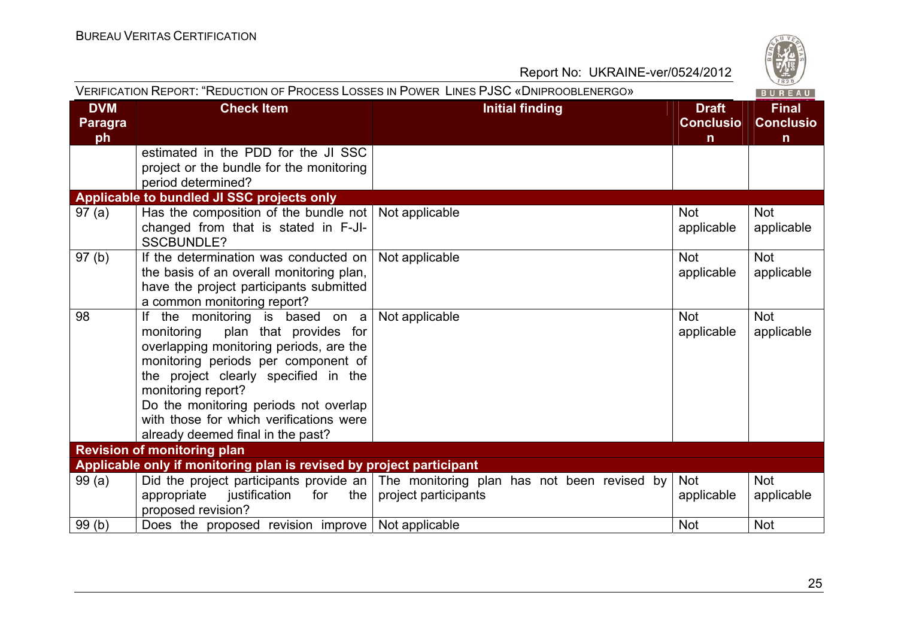| DVM Paragraph | Check Item | Initial finding | Draft Conclusion | Final Conclusion |
|---|---|---|---|---|
| | estimated in the PDD for the JI SSC project or the bundle for the monitoring period determined? | | | |
| **Applicable to bundled JI SSC projects only** | | | | |
| 97 (a) | Has the composition of the bundle not changed from that is stated in F-JI-SSCBUNDLE? | Not applicable | Not applicable | Not applicable |
| 97 (b) | If the determination was conducted on the basis of an overall monitoring plan, have the project participants submitted a common monitoring report? | Not applicable | Not applicable | Not applicable |
| 98 | If the monitoring is based on a monitoring plan that provides for overlapping monitoring periods, are the monitoring periods per component of the project clearly specified in the monitoring report?<br>Do the monitoring periods not overlap with those for which verifications were already deemed final in the past? | Not applicable | Not applicable | Not applicable |
| **Revision of monitoring plan** | | | | |
| **Applicable only if monitoring plan is revised by project participant** | | | | |
| 99 (a) | Did the project participants provide an appropriate justification for the proposed revision? | The monitoring plan has not been revised by project participants | Not applicable | Not applicable |
| 99 (b) | Does the proposed revision improve | Not applicable | Not | Not |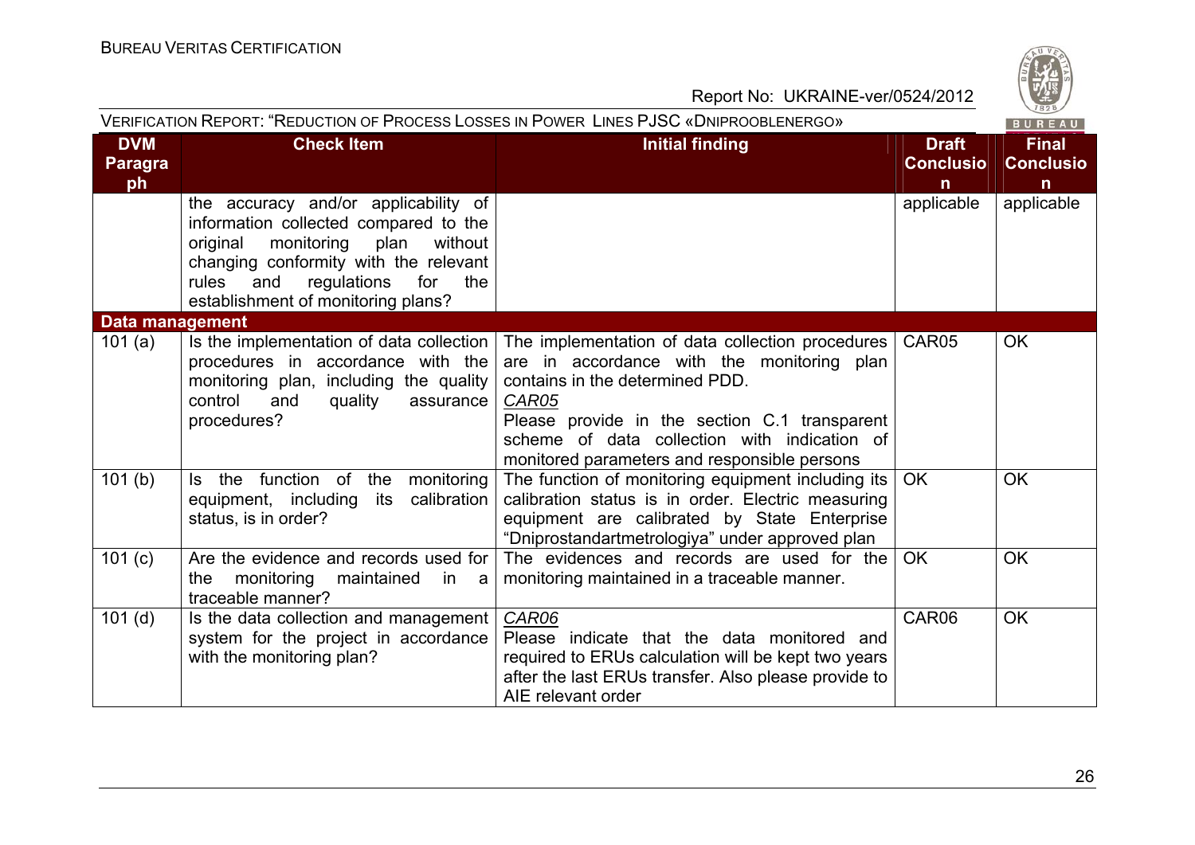| DVM Paragraph | Check Item | Initial finding | Draft Conclusion | Final Conclusion |
|---|---|---|---|---|
| | the accuracy and/or applicability of information collected compared to the original monitoring plan without changing conformity with the relevant rules and regulations for the establishment of monitoring plans? | | applicable | applicable |
| **Data management** | | | | |
| 101 (a) | Is the implementation of data collection procedures in accordance with the monitoring plan, including the quality control and quality assurance procedures? | The implementation of data collection procedures are in accordance with the monitoring plan contains in the determined PDD. *CAR05* Please provide in the section C.1 transparent scheme of data collection with indication of monitored parameters and responsible persons | CAR05 | OK |
| 101 (b) | Is the function of the monitoring equipment, including its calibration status, is in order? | The function of monitoring equipment including its calibration status is in order. Electric measuring equipment are calibrated by State Enterprise "Dniprostandartmetrologiya" under approved plan | OK | OK |
| 101 (c) | Are the evidence and records used for the monitoring maintained in a traceable manner? | The evidences and records are used for the monitoring maintained in a traceable manner. | OK | OK |
| 101 (d) | Is the data collection and management system for the project in accordance with the monitoring plan? | *CAR06* Please indicate that the data monitored and required to ERUs calculation will be kept two years after the last ERUs transfer. Also please provide to AIE relevant order | CAR06 | OK |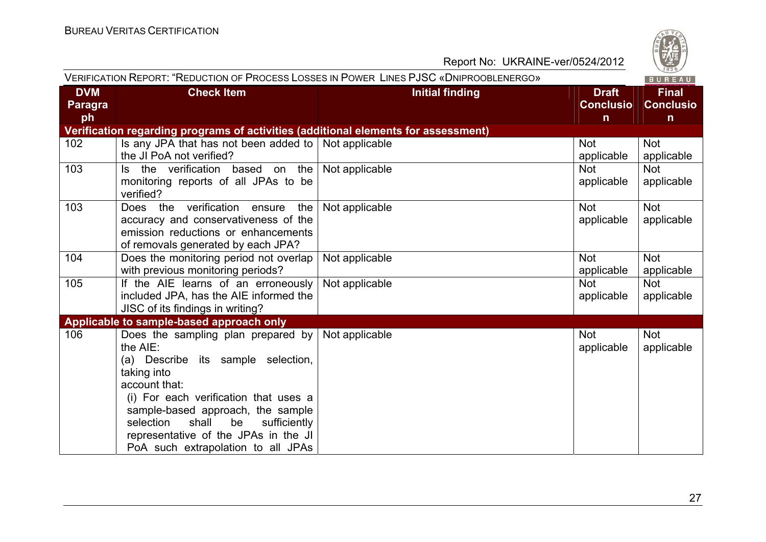| DVM Paragraph | Check Item | Initial finding | Draft Conclusion | Final Conclusion |
|---|---|---|---|---|
| **Verification regarding programs of activities (additional elements for assessment)** | | | | |
| 102 | Is any JPA that has not been added to the JI PoA not verified? | Not applicable | Not applicable | Not applicable |
| 103 | Is the verification based on the monitoring reports of all JPAs to be verified? | Not applicable | Not applicable | Not applicable |
| 103 | Does the verification ensure the accuracy and conservativeness of the emission reductions or enhancements of removals generated by each JPA? | Not applicable | Not applicable | Not applicable |
| 104 | Does the monitoring period not overlap with previous monitoring periods? | Not applicable | Not applicable | Not applicable |
| 105 | If the AIE learns of an erroneously included JPA, has the AIE informed the JISC of its findings in writing? | Not applicable | Not applicable | Not applicable |
| **Applicable to sample-based approach only** | | | | |
| 106 | Does the sampling plan prepared by the AIE: (a) Describe its sample selection, taking into account that: (i) For each verification that uses a sample-based approach, the sample selection shall be sufficiently representative of the JPAs in the JI PoA such extrapolation to all JPAs | Not applicable | Not applicable | Not applicable |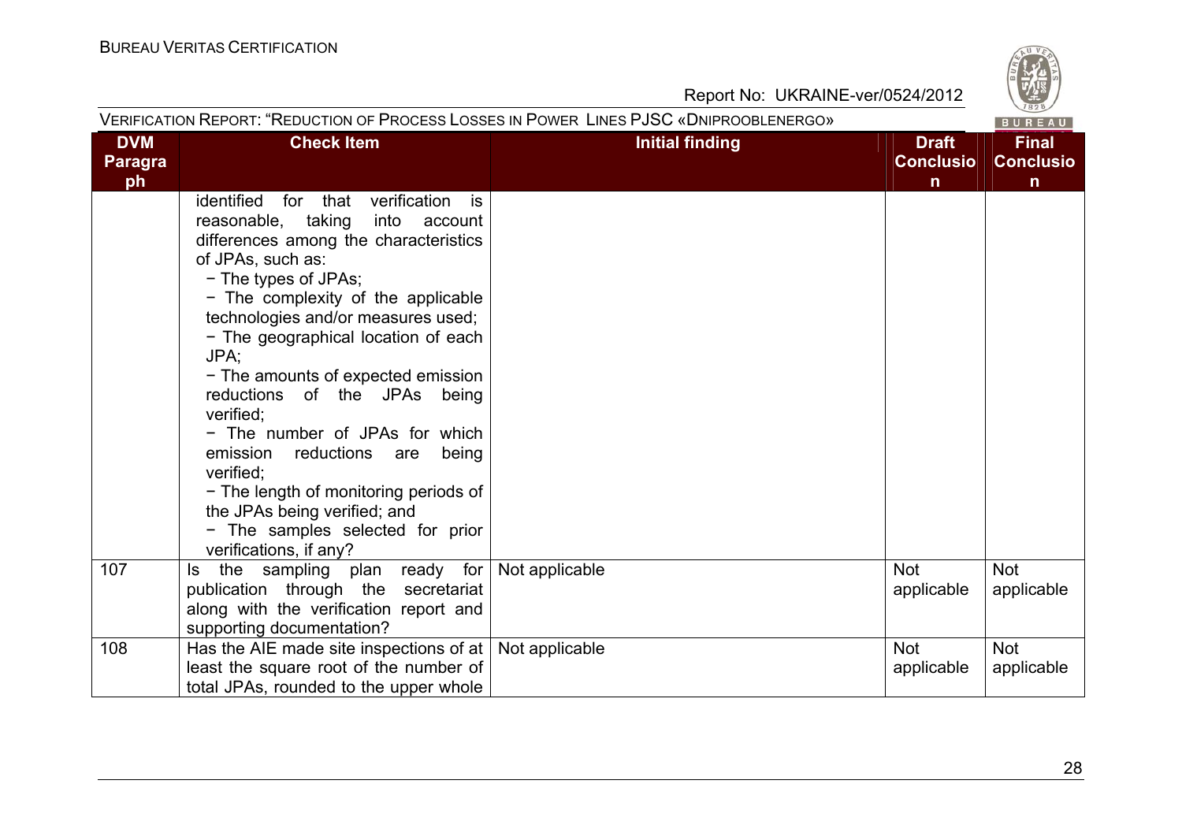| DVM Paragraph | Check Item | Initial finding | Draft Conclusion | Final Conclusion |
|---|---|---|---|---|
| | identified for that verification is reasonable, taking into account differences among the characteristics of JPAs, such as:<br>− The types of JPAs;<br>− The complexity of the applicable technologies and/or measures used;<br>− The geographical location of each JPA;<br>− The amounts of expected emission reductions of the JPAs being verified;<br>− The number of JPAs for which emission reductions are being verified;<br>− The length of monitoring periods of the JPAs being verified; and<br>− The samples selected for prior verifications, if any? | | | |
| 107 | Is the sampling plan ready for publication through the secretariat along with the verification report and supporting documentation? | Not applicable | Not applicable | Not applicable |
| 108 | Has the AIE made site inspections of at least the square root of the number of total JPAs, rounded to the upper whole | Not applicable | Not applicable | Not applicable |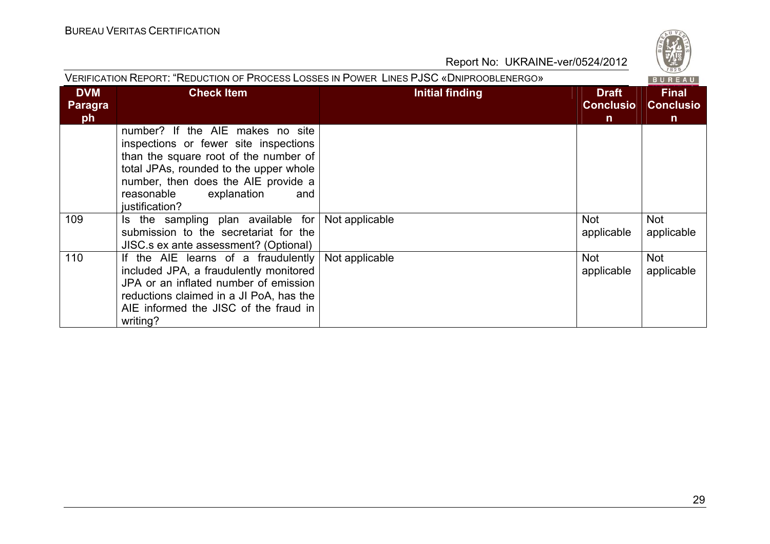| DVM Paragraph | Check Item | Initial finding | Draft Conclusion | Final Conclusion |
|---|---|---|---|---|
| | number? If the AIE makes no site inspections or fewer site inspections than the square root of the number of total JPAs, rounded to the upper whole number, then does the AIE provide a reasonable explanation and justification? | | | |
| 109 | Is the sampling plan available for submission to the secretariat for the JISC.s ex ante assessment? (Optional) | Not applicable | Not applicable | Not applicable |
| 110 | If the AIE learns of a fraudulently included JPA, a fraudulently monitored JPA or an inflated number of emission reductions claimed in a JI PoA, has the AIE informed the JISC of the fraud in writing? | Not applicable | Not applicable | Not applicable |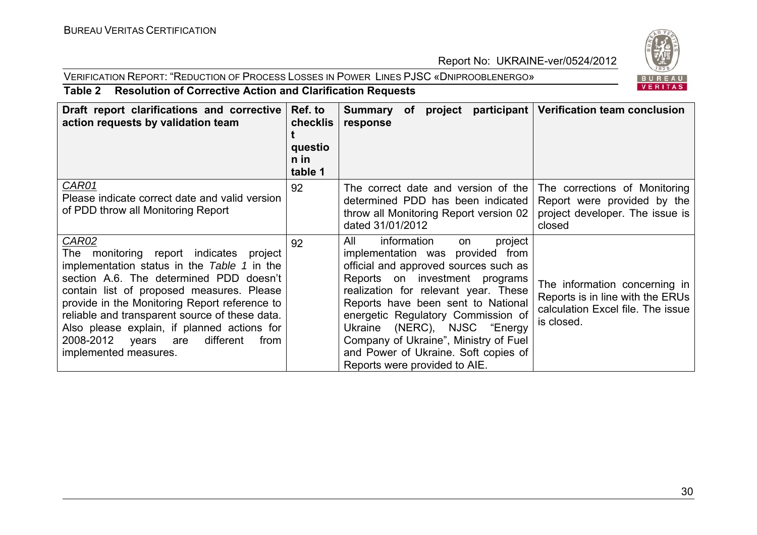**Table 2 Resolution of Corrective Action and Clarification Requests**

| Draft report clarifications and corrective action requests by validation team | Ref. to checklist question in table 1 | Summary of project participant response | Verification team conclusion |
|---|---|---|---|
| *CAR01*<br>Please indicate correct date and valid version of PDD throw all Monitoring Report | 92 | The correct date and version of the determined PDD has been indicated throw all Monitoring Report version 02 dated 31/01/2012 | The corrections of Monitoring Report were provided by the project developer. The issue is closed |
| *CAR02*<br>The monitoring report indicates project implementation status in the *Table 1* in the section A.6. The determined PDD doesn't contain list of proposed measures. Please provide in the Monitoring Report reference to reliable and transparent source of these data. Also please explain, if planned actions for 2008-2012 years are different from implemented measures. | 92 | All information on project implementation was provided from official and approved sources such as Reports on investment programs realization for relevant year. These Reports have been sent to National energetic Regulatory Commission of Ukraine (NERC), NJSC "Energy Company of Ukraine", Ministry of Fuel and Power of Ukraine. Soft copies of Reports were provided to AIE. | The information concerning in Reports is in line with the ERUs calculation Excel file. The issue is closed. |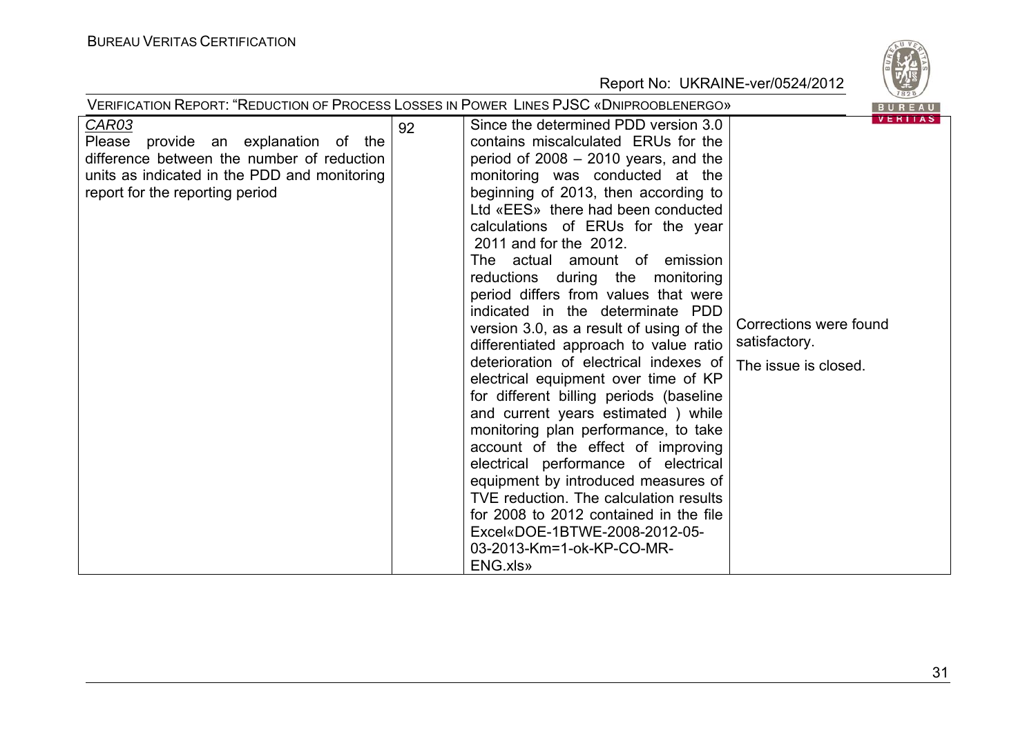| CAR03<br>Please provide an explanation of the difference between the number of reduction units as indicated in the PDD and monitoring report for the reporting period | 92 | Since the determined PDD version 3.0 contains miscalculated ERUs for the period of 2008 – 2010 years, and the monitoring was conducted at the beginning of 2013, then according to Ltd «EES» there had been conducted calculations of ERUs for the year 2011 and for the 2012.<br>The actual amount of emission reductions during the monitoring period differs from values that were indicated in the determinate PDD version 3.0, as a result of using of the differentiated approach to value ratio deterioration of electrical indexes of electrical equipment over time of KP for different billing periods (baseline and current years estimated ) while monitoring plan performance, to take account of the effect of improving electrical performance of electrical equipment by introduced measures of TVE reduction. The calculation results for 2008 to 2012 contained in the file Excel«DOE-1BTWE-2008-2012-05-03-2013-Km=1-ok-KP-CO-MR-ENG.xls» | Corrections were found satisfactory.<br><br>The issue is closed. |
|---|---|---|---|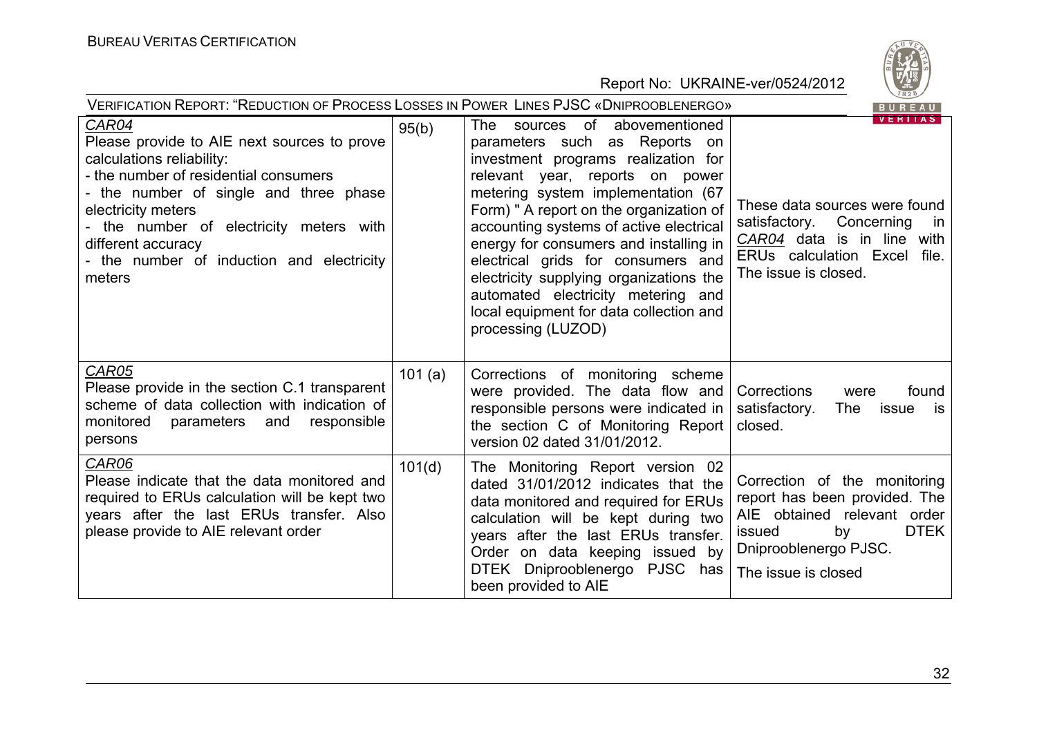| | | | |
|---|---|---|---|
| *CAR04*<br>Please provide to AIE next sources to prove calculations reliability:<br>- the number of residential consumers<br>- the number of single and three phase electricity meters<br>- the number of electricity meters with different accuracy<br>- the number of induction and electricity meters | 95(b) | The sources of abovementioned parameters such as Reports on investment programs realization for relevant year, reports on power metering system implementation (67 Form) " A report on the organization of accounting systems of active electrical energy for consumers and installing in electrical grids for consumers and electricity supplying organizations the automated electricity metering and local equipment for data collection and processing (LUZOD) | These data sources were found satisfactory. Concerning in *CAR04* data is in line with ERUs calculation Excel file. The issue is closed. |
| *CAR05*<br>Please provide in the section C.1 transparent scheme of data collection with indication of monitored parameters and responsible persons | 101 (a) | Corrections of monitoring scheme were provided. The data flow and responsible persons were indicated in the section C of Monitoring Report version 02 dated 31/01/2012. | Corrections were found satisfactory. The issue is closed. |
| *CAR06*<br>Please indicate that the data monitored and required to ERUs calculation will be kept two years after the last ERUs transfer. Also please provide to AIE relevant order | 101(d) | The Monitoring Report version 02 dated 31/01/2012 indicates that the data monitored and required for ERUs calculation will be kept during two years after the last ERUs transfer. Order on data keeping issued by DTEK Dniprooblenergo PJSC has been provided to AIE | Correction of the monitoring report has been provided. The AIE obtained relevant order issued by DTEK Dniprooblenergo PJSC.<br>The issue is closed |